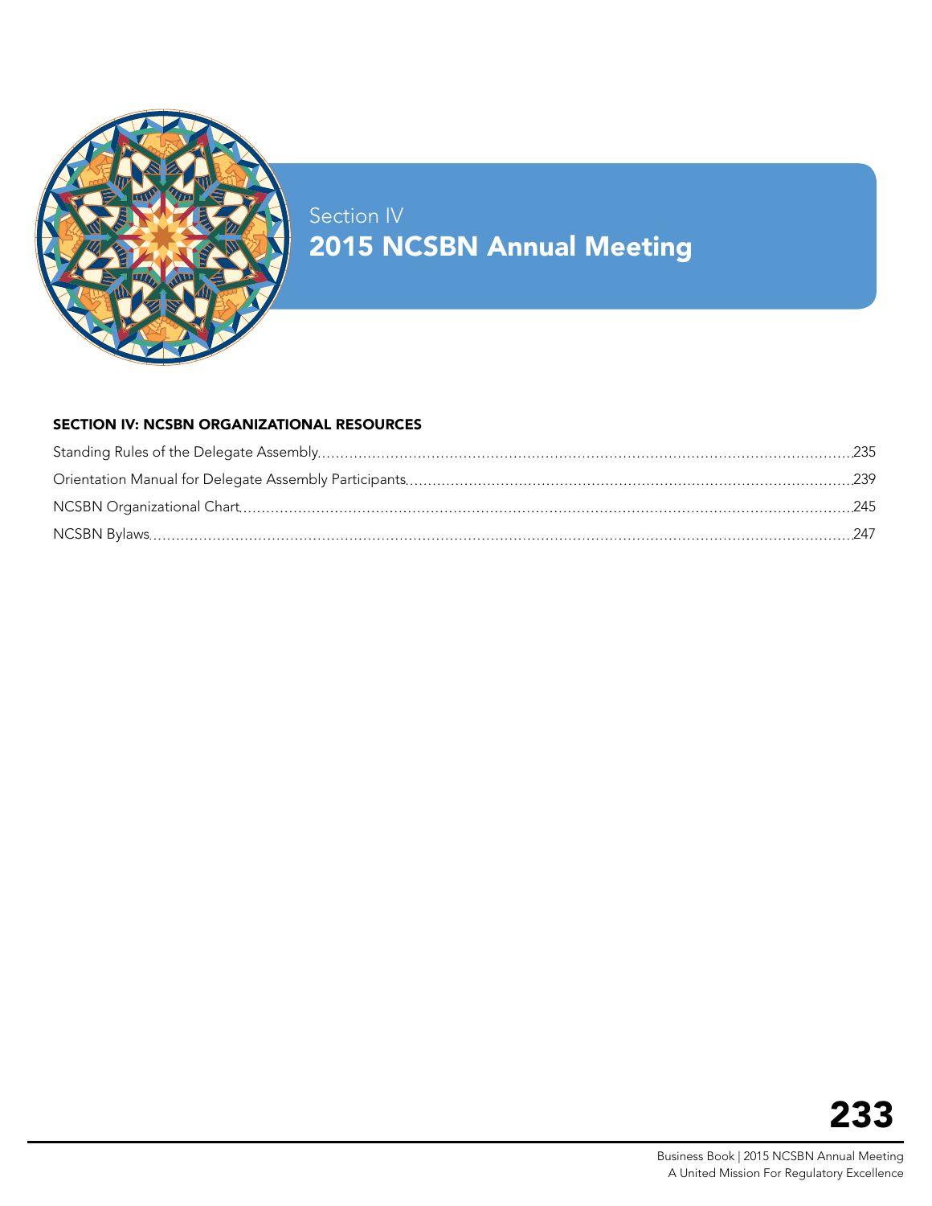Section IV

# 2015 NCSBN Annual Meeting

## SECTION IV: NCSBN ORGANIZATIONAL RESOURCES

Standing Rules of the Delegate Assembly ........ 235

Orientation Manual for Delegate Assembly Participants ........ 239

NCSBN Organizational Chart ........ 245

NCSBN Bylaws ........ 247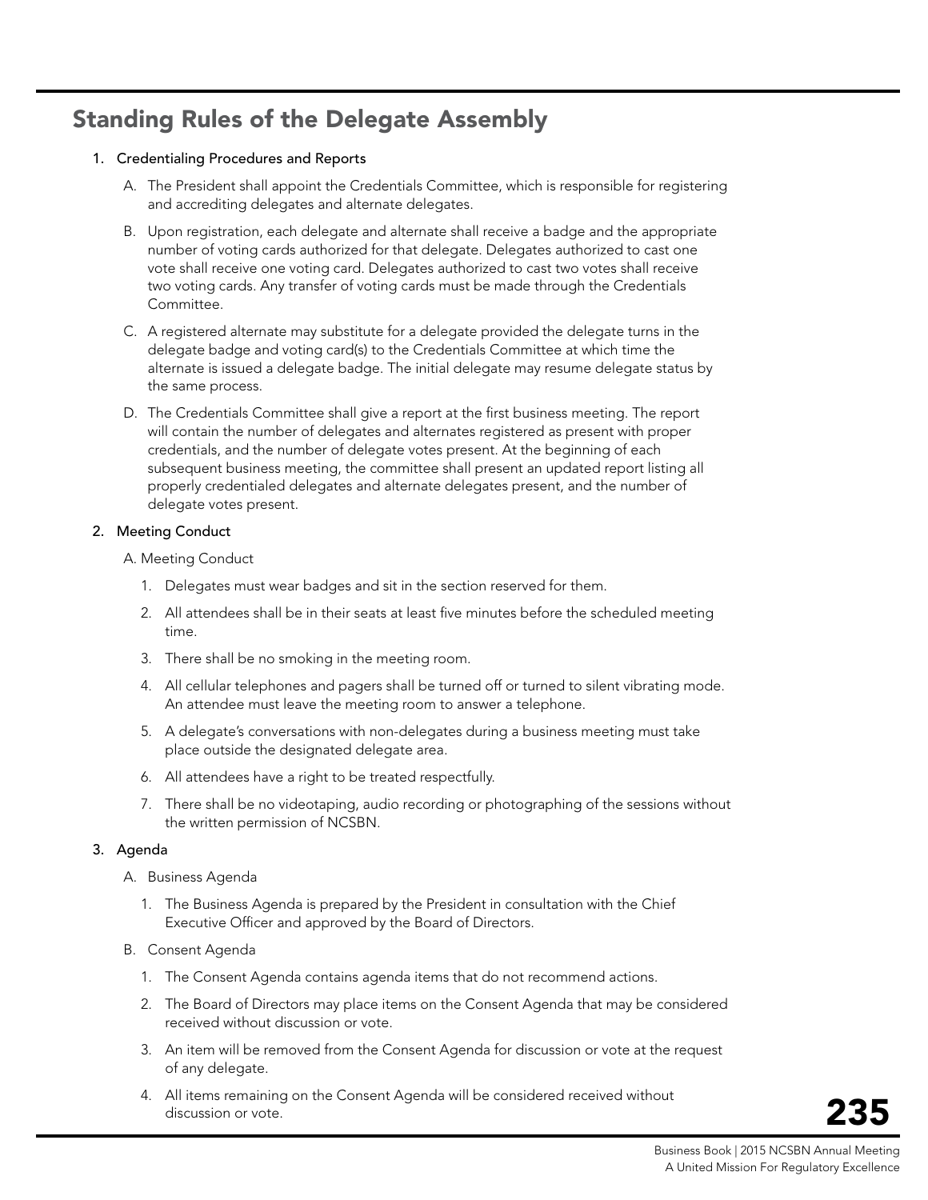## Standing Rules of the Delegate Assembly

1. Credentialing Procedures and Reports
   A. The President shall appoint the Credentials Committee, which is responsible for registering and accrediting delegates and alternate delegates.

   B. Upon registration, each delegate and alternate shall receive a badge and the appropriate number of voting cards authorized for that delegate. Delegates authorized to cast one vote shall receive one voting card. Delegates authorized to cast two votes shall receive two voting cards. Any transfer of voting cards must be made through the Credentials Committee.

   C. A registered alternate may substitute for a delegate provided the delegate turns in the delegate badge and voting card(s) to the Credentials Committee at which time the alternate is issued a delegate badge. The initial delegate may resume delegate status by the same process.

   D. The Credentials Committee shall give a report at the first business meeting. The report will contain the number of delegates and alternates registered as present with proper credentials, and the number of delegate votes present. At the beginning of each subsequent business meeting, the committee shall present an updated report listing all properly credentialed delegates and alternate delegates present, and the number of delegate votes present.

2. Meeting Conduct
   A. Meeting Conduct
      1. Delegates must wear badges and sit in the section reserved for them.
      2. All attendees shall be in their seats at least five minutes before the scheduled meeting time.
      3. There shall be no smoking in the meeting room.
      4. All cellular telephones and pagers shall be turned off or turned to silent vibrating mode. An attendee must leave the meeting room to answer a telephone.
      5. A delegate's conversations with non-delegates during a business meeting must take place outside the designated delegate area.
      6. All attendees have a right to be treated respectfully.
      7. There shall be no videotaping, audio recording or photographing of the sessions without the written permission of NCSBN.

3. Agenda
   A. Business Agenda
      1. The Business Agenda is prepared by the President in consultation with the Chief Executive Officer and approved by the Board of Directors.

   B. Consent Agenda
      1. The Consent Agenda contains agenda items that do not recommend actions.
      2. The Board of Directors may place items on the Consent Agenda that may be considered received without discussion or vote.
      3. An item will be removed from the Consent Agenda for discussion or vote at the request of any delegate.
      4. All items remaining on the Consent Agenda will be considered received without discussion or vote.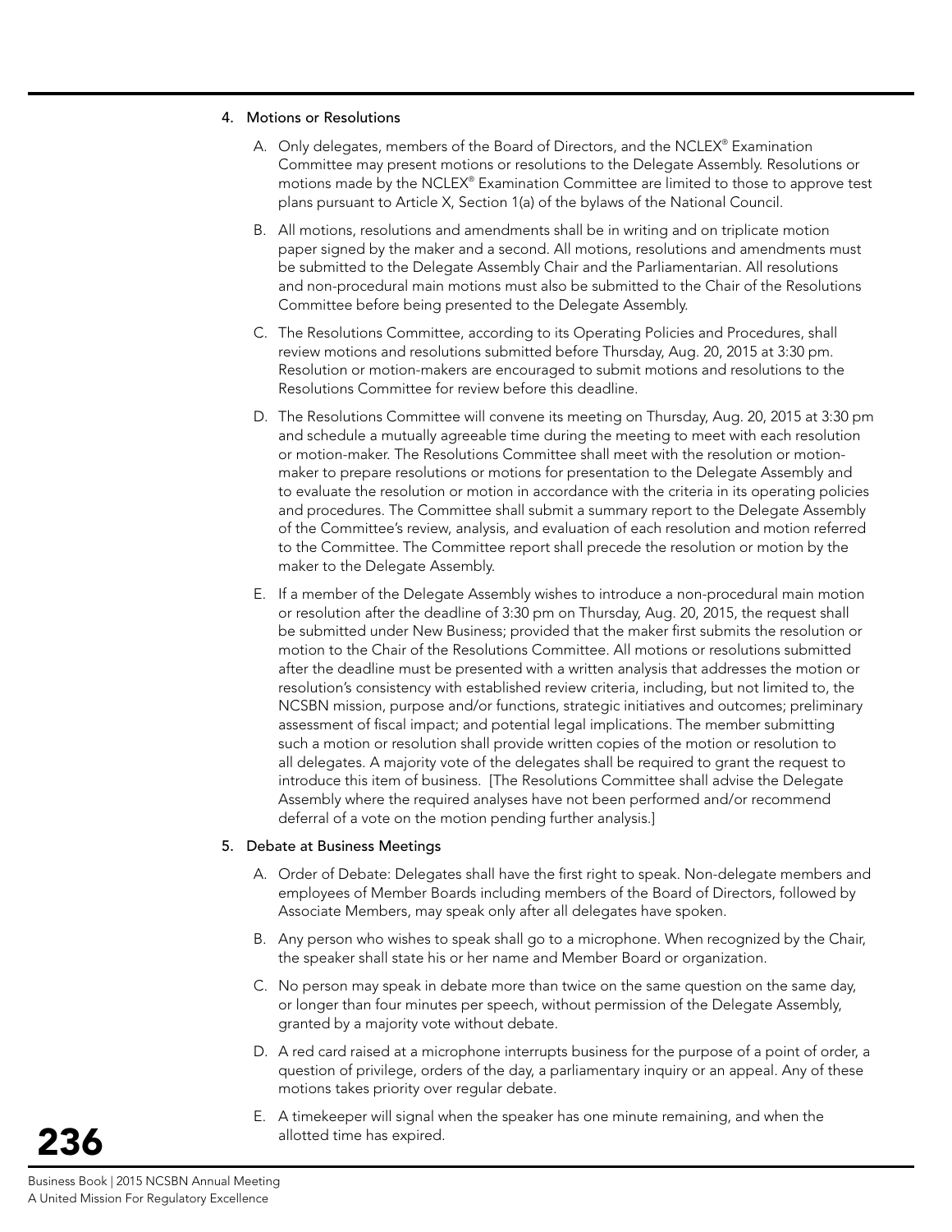4. Motions or Resolutions

   A. Only delegates, members of the Board of Directors, and the NCLEX® Examination Committee may present motions or resolutions to the Delegate Assembly. Resolutions or motions made by the NCLEX® Examination Committee are limited to those to approve test plans pursuant to Article X, Section 1(a) of the bylaws of the National Council.

   B. All motions, resolutions and amendments shall be in writing and on triplicate motion paper signed by the maker and a second. All motions, resolutions and amendments must be submitted to the Delegate Assembly Chair and the Parliamentarian. All resolutions and non-procedural main motions must also be submitted to the Chair of the Resolutions Committee before being presented to the Delegate Assembly.

   C. The Resolutions Committee, according to its Operating Policies and Procedures, shall review motions and resolutions submitted before Thursday, Aug. 20, 2015 at 3:30 pm. Resolution or motion-makers are encouraged to submit motions and resolutions to the Resolutions Committee for review before this deadline.

   D. The Resolutions Committee will convene its meeting on Thursday, Aug. 20, 2015 at 3:30 pm and schedule a mutually agreeable time during the meeting to meet with each resolution or motion-maker. The Resolutions Committee shall meet with the resolution or motion-maker to prepare resolutions or motions for presentation to the Delegate Assembly and to evaluate the resolution or motion in accordance with the criteria in its operating policies and procedures. The Committee shall submit a summary report to the Delegate Assembly of the Committee's review, analysis, and evaluation of each resolution and motion referred to the Committee. The Committee report shall precede the resolution or motion by the maker to the Delegate Assembly.

   E. If a member of the Delegate Assembly wishes to introduce a non-procedural main motion or resolution after the deadline of 3:30 pm on Thursday, Aug. 20, 2015, the request shall be submitted under New Business; provided that the maker first submits the resolution or motion to the Chair of the Resolutions Committee. All motions or resolutions submitted after the deadline must be presented with a written analysis that addresses the motion or resolution's consistency with established review criteria, including, but not limited to, the NCSBN mission, purpose and/or functions, strategic initiatives and outcomes; preliminary assessment of fiscal impact; and potential legal implications. The member submitting such a motion or resolution shall provide written copies of the motion or resolution to all delegates. A majority vote of the delegates shall be required to grant the request to introduce this item of business. [The Resolutions Committee shall advise the Delegate Assembly where the required analyses have not been performed and/or recommend deferral of a vote on the motion pending further analysis.]

5. Debate at Business Meetings

   A. Order of Debate: Delegates shall have the first right to speak. Non-delegate members and employees of Member Boards including members of the Board of Directors, followed by Associate Members, may speak only after all delegates have spoken.

   B. Any person who wishes to speak shall go to a microphone. When recognized by the Chair, the speaker shall state his or her name and Member Board or organization.

   C. No person may speak in debate more than twice on the same question on the same day, or longer than four minutes per speech, without permission of the Delegate Assembly, granted by a majority vote without debate.

   D. A red card raised at a microphone interrupts business for the purpose of a point of order, a question of privilege, orders of the day, a parliamentary inquiry or an appeal. Any of these motions takes priority over regular debate.

   E. A timekeeper will signal when the speaker has one minute remaining, and when the allotted time has expired.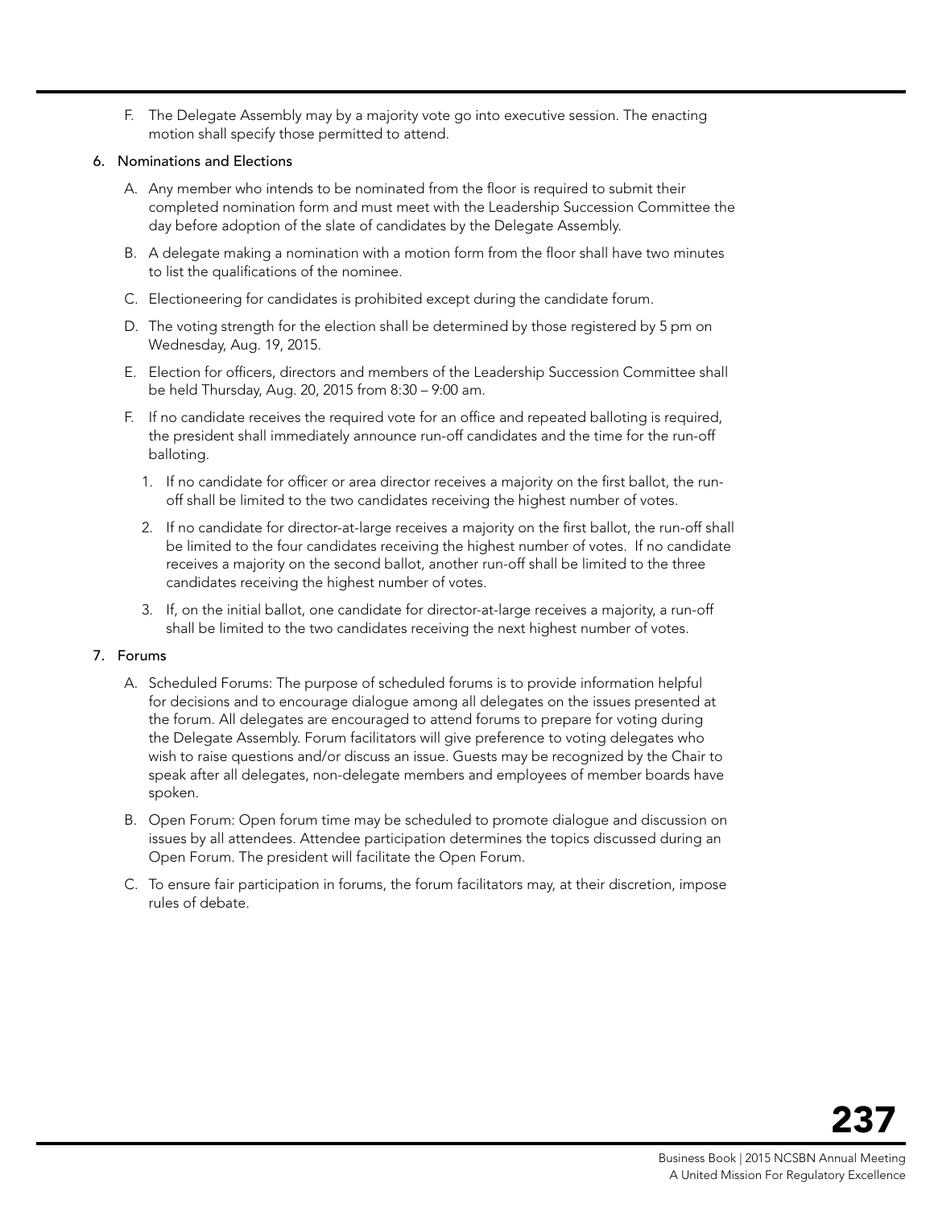F. The Delegate Assembly may by a majority vote go into executive session. The enacting motion shall specify those permitted to attend.

6. Nominations and Elections

   A. Any member who intends to be nominated from the floor is required to submit their completed nomination form and must meet with the Leadership Succession Committee the day before adoption of the slate of candidates by the Delegate Assembly.

   B. A delegate making a nomination with a motion form from the floor shall have two minutes to list the qualifications of the nominee.

   C. Electioneering for candidates is prohibited except during the candidate forum.

   D. The voting strength for the election shall be determined by those registered by 5 pm on Wednesday, Aug. 19, 2015.

   E. Election for officers, directors and members of the Leadership Succession Committee shall be held Thursday, Aug. 20, 2015 from 8:30 – 9:00 am.

   F. If no candidate receives the required vote for an office and repeated balloting is required, the president shall immediately announce run-off candidates and the time for the run-off balloting.

      1. If no candidate for officer or area director receives a majority on the first ballot, the run-off shall be limited to the two candidates receiving the highest number of votes.

      2. If no candidate for director-at-large receives a majority on the first ballot, the run-off shall be limited to the four candidates receiving the highest number of votes. If no candidate receives a majority on the second ballot, another run-off shall be limited to the three candidates receiving the highest number of votes.

      3. If, on the initial ballot, one candidate for director-at-large receives a majority, a run-off shall be limited to the two candidates receiving the next highest number of votes.

7. Forums

   A. Scheduled Forums: The purpose of scheduled forums is to provide information helpful for decisions and to encourage dialogue among all delegates on the issues presented at the forum. All delegates are encouraged to attend forums to prepare for voting during the Delegate Assembly. Forum facilitators will give preference to voting delegates who wish to raise questions and/or discuss an issue. Guests may be recognized by the Chair to speak after all delegates, non-delegate members and employees of member boards have spoken.

   B. Open Forum: Open forum time may be scheduled to promote dialogue and discussion on issues by all attendees. Attendee participation determines the topics discussed during an Open Forum. The president will facilitate the Open Forum.

   C. To ensure fair participation in forums, the forum facilitators may, at their discretion, impose rules of debate.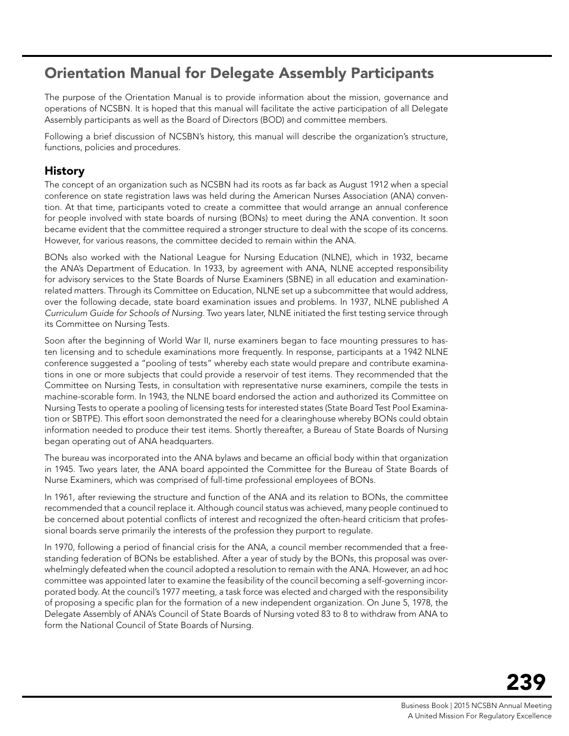# Orientation Manual for Delegate Assembly Participants

The purpose of the Orientation Manual is to provide information about the mission, governance and operations of NCSBN. It is hoped that this manual will facilitate the active participation of all Delegate Assembly participants as well as the Board of Directors (BOD) and committee members.

Following a brief discussion of NCSBN's history, this manual will describe the organization's structure, functions, policies and procedures.

## History

The concept of an organization such as NCSBN had its roots as far back as August 1912 when a special conference on state registration laws was held during the American Nurses Association (ANA) convention. At that time, participants voted to create a committee that would arrange an annual conference for people involved with state boards of nursing (BONs) to meet during the ANA convention. It soon became evident that the committee required a stronger structure to deal with the scope of its concerns. However, for various reasons, the committee decided to remain within the ANA.

BONs also worked with the National League for Nursing Education (NLNE), which in 1932, became the ANA's Department of Education. In 1933, by agreement with ANA, NLNE accepted responsibility for advisory services to the State Boards of Nurse Examiners (SBNE) in all education and examination-related matters. Through its Committee on Education, NLNE set up a subcommittee that would address, over the following decade, state board examination issues and problems. In 1937, NLNE published *A Curriculum Guide for Schools of Nursing*. Two years later, NLNE initiated the first testing service through its Committee on Nursing Tests.

Soon after the beginning of World War II, nurse examiners began to face mounting pressures to hasten licensing and to schedule examinations more frequently. In response, participants at a 1942 NLNE conference suggested a "pooling of tests" whereby each state would prepare and contribute examinations in one or more subjects that could provide a reservoir of test items. They recommended that the Committee on Nursing Tests, in consultation with representative nurse examiners, compile the tests in machine-scorable form. In 1943, the NLNE board endorsed the action and authorized its Committee on Nursing Tests to operate a pooling of licensing tests for interested states (State Board Test Pool Examination or SBTPE). This effort soon demonstrated the need for a clearinghouse whereby BONs could obtain information needed to produce their test items. Shortly thereafter, a Bureau of State Boards of Nursing began operating out of ANA headquarters.

The bureau was incorporated into the ANA bylaws and became an official body within that organization in 1945. Two years later, the ANA board appointed the Committee for the Bureau of State Boards of Nurse Examiners, which was comprised of full-time professional employees of BONs.

In 1961, after reviewing the structure and function of the ANA and its relation to BONs, the committee recommended that a council replace it. Although council status was achieved, many people continued to be concerned about potential conflicts of interest and recognized the often-heard criticism that professional boards serve primarily the interests of the profession they purport to regulate.

In 1970, following a period of financial crisis for the ANA, a council member recommended that a free-standing federation of BONs be established. After a year of study by the BONs, this proposal was overwhelmingly defeated when the council adopted a resolution to remain with the ANA. However, an ad hoc committee was appointed later to examine the feasibility of the council becoming a self-governing incorporated body. At the council's 1977 meeting, a task force was elected and charged with the responsibility of proposing a specific plan for the formation of a new independent organization. On June 5, 1978, the Delegate Assembly of ANA's Council of State Boards of Nursing voted 83 to 8 to withdraw from ANA to form the National Council of State Boards of Nursing.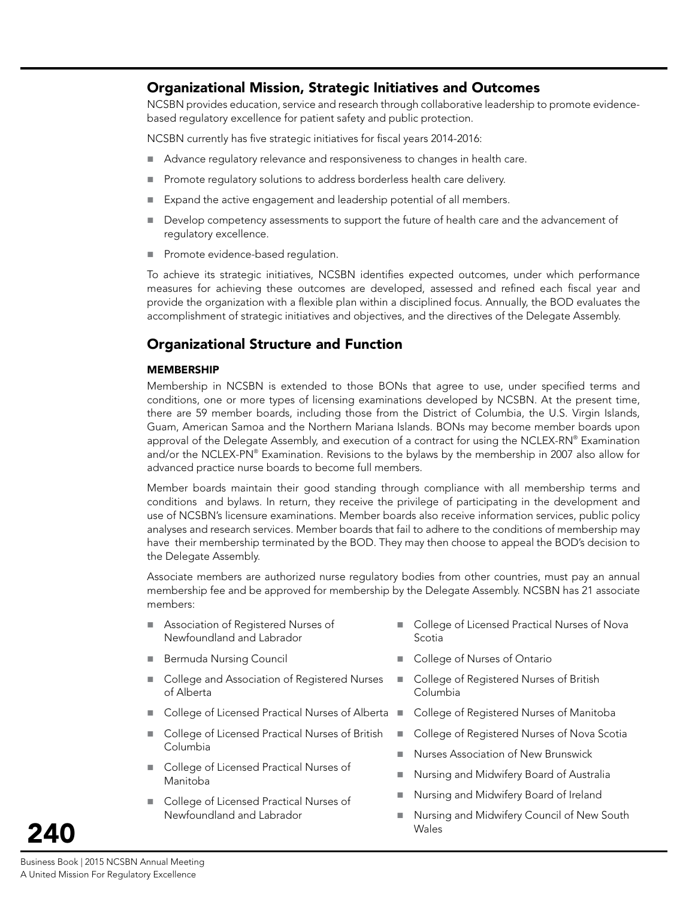## Organizational Mission, Strategic Initiatives and Outcomes

NCSBN provides education, service and research through collaborative leadership to promote evidence-based regulatory excellence for patient safety and public protection.

NCSBN currently has five strategic initiatives for fiscal years 2014-2016:

- Advance regulatory relevance and responsiveness to changes in health care.
- Promote regulatory solutions to address borderless health care delivery.
- Expand the active engagement and leadership potential of all members.
- Develop competency assessments to support the future of health care and the advancement of regulatory excellence.
- Promote evidence-based regulation.

To achieve its strategic initiatives, NCSBN identifies expected outcomes, under which performance measures for achieving these outcomes are developed, assessed and refined each fiscal year and provide the organization with a flexible plan within a disciplined focus. Annually, the BOD evaluates the accomplishment of strategic initiatives and objectives, and the directives of the Delegate Assembly.

## Organizational Structure and Function

### MEMBERSHIP

Membership in NCSBN is extended to those BONs that agree to use, under specified terms and conditions, one or more types of licensing examinations developed by NCSBN. At the present time, there are 59 member boards, including those from the District of Columbia, the U.S. Virgin Islands, Guam, American Samoa and the Northern Mariana Islands. BONs may become member boards upon approval of the Delegate Assembly, and execution of a contract for using the NCLEX-RN® Examination and/or the NCLEX-PN® Examination. Revisions to the bylaws by the membership in 2007 also allow for advanced practice nurse boards to become full members.

Member boards maintain their good standing through compliance with all membership terms and conditions and bylaws. In return, they receive the privilege of participating in the development and use of NCSBN's licensure examinations. Member boards also receive information services, public policy analyses and research services. Member boards that fail to adhere to the conditions of membership may have their membership terminated by the BOD. They may then choose to appeal the BOD's decision to the Delegate Assembly.

Associate members are authorized nurse regulatory bodies from other countries, must pay an annual membership fee and be approved for membership by the Delegate Assembly. NCSBN has 21 associate members:

- Association of Registered Nurses of Newfoundland and Labrador
- Bermuda Nursing Council
- College and Association of Registered Nurses of Alberta
- College of Licensed Practical Nurses of Alberta
- College of Licensed Practical Nurses of British Columbia
- College of Licensed Practical Nurses of Manitoba
- College of Licensed Practical Nurses of Newfoundland and Labrador
- College of Licensed Practical Nurses of Nova Scotia
- College of Nurses of Ontario
- College of Registered Nurses of British Columbia
- College of Registered Nurses of Manitoba
- College of Registered Nurses of Nova Scotia
- Nurses Association of New Brunswick
- Nursing and Midwifery Board of Australia
- Nursing and Midwifery Board of Ireland
- Nursing and Midwifery Council of New South Wales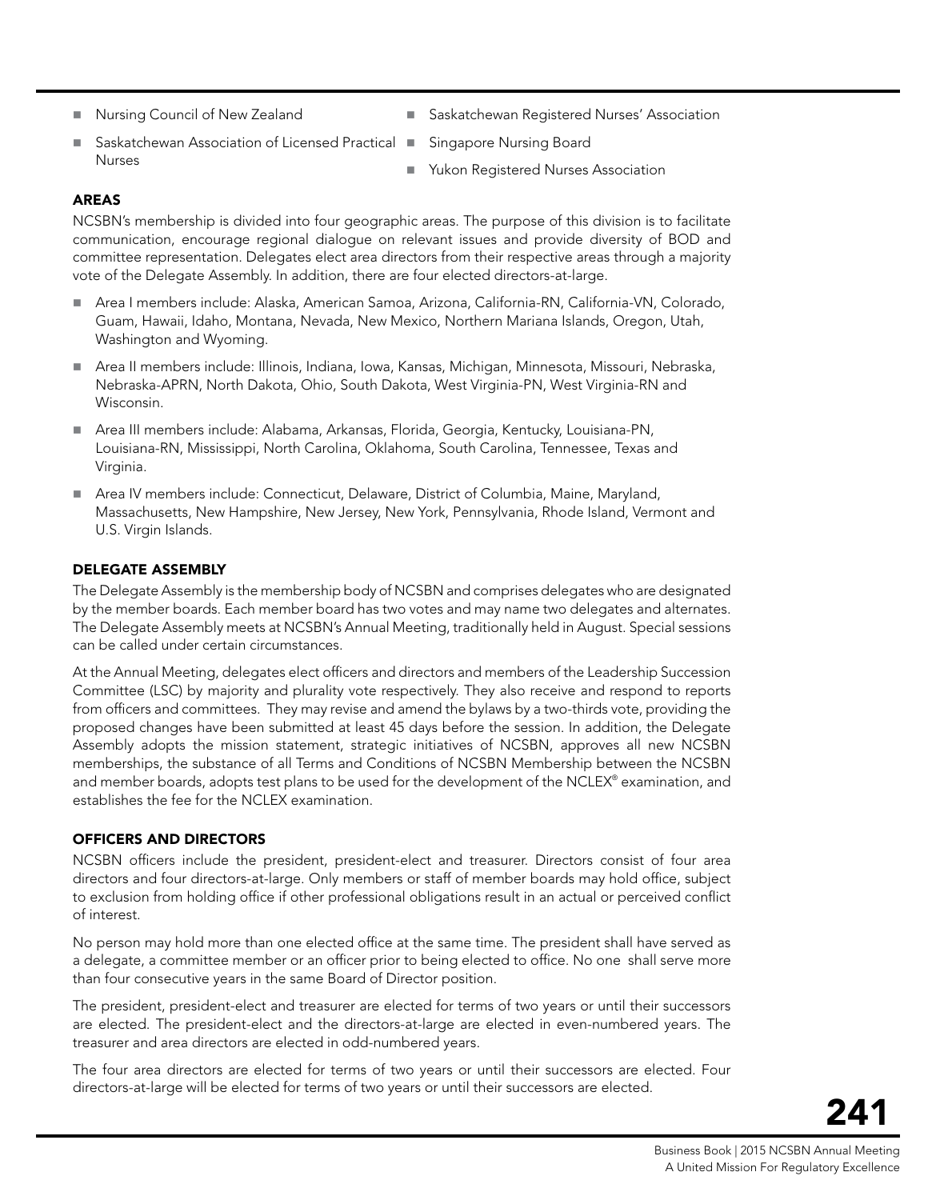- Nursing Council of New Zealand
- Saskatchewan Association of Licensed Practical Nurses
- Saskatchewan Registered Nurses' Association
- Singapore Nursing Board
- Yukon Registered Nurses Association

### AREAS

NCSBN's membership is divided into four geographic areas. The purpose of this division is to facilitate communication, encourage regional dialogue on relevant issues and provide diversity of BOD and committee representation. Delegates elect area directors from their respective areas through a majority vote of the Delegate Assembly. In addition, there are four elected directors-at-large.

- Area I members include: Alaska, American Samoa, Arizona, California-RN, California-VN, Colorado, Guam, Hawaii, Idaho, Montana, Nevada, New Mexico, Northern Mariana Islands, Oregon, Utah, Washington and Wyoming.
- Area II members include: Illinois, Indiana, Iowa, Kansas, Michigan, Minnesota, Missouri, Nebraska, Nebraska-APRN, North Dakota, Ohio, South Dakota, West Virginia-PN, West Virginia-RN and Wisconsin.
- Area III members include: Alabama, Arkansas, Florida, Georgia, Kentucky, Louisiana-PN, Louisiana-RN, Mississippi, North Carolina, Oklahoma, South Carolina, Tennessee, Texas and Virginia.
- Area IV members include: Connecticut, Delaware, District of Columbia, Maine, Maryland, Massachusetts, New Hampshire, New Jersey, New York, Pennsylvania, Rhode Island, Vermont and U.S. Virgin Islands.

### DELEGATE ASSEMBLY

The Delegate Assembly is the membership body of NCSBN and comprises delegates who are designated by the member boards. Each member board has two votes and may name two delegates and alternates. The Delegate Assembly meets at NCSBN's Annual Meeting, traditionally held in August. Special sessions can be called under certain circumstances.

At the Annual Meeting, delegates elect officers and directors and members of the Leadership Succession Committee (LSC) by majority and plurality vote respectively. They also receive and respond to reports from officers and committees. They may revise and amend the bylaws by a two-thirds vote, providing the proposed changes have been submitted at least 45 days before the session. In addition, the Delegate Assembly adopts the mission statement, strategic initiatives of NCSBN, approves all new NCSBN memberships, the substance of all Terms and Conditions of NCSBN Membership between the NCSBN and member boards, adopts test plans to be used for the development of the NCLEX® examination, and establishes the fee for the NCLEX examination.

### OFFICERS AND DIRECTORS

NCSBN officers include the president, president-elect and treasurer. Directors consist of four area directors and four directors-at-large. Only members or staff of member boards may hold office, subject to exclusion from holding office if other professional obligations result in an actual or perceived conflict of interest.

No person may hold more than one elected office at the same time. The president shall have served as a delegate, a committee member or an officer prior to being elected to office. No one shall serve more than four consecutive years in the same Board of Director position.

The president, president-elect and treasurer are elected for terms of two years or until their successors are elected. The president-elect and the directors-at-large are elected in even-numbered years. The treasurer and area directors are elected in odd-numbered years.

The four area directors are elected for terms of two years or until their successors are elected. Four directors-at-large will be elected for terms of two years or until their successors are elected.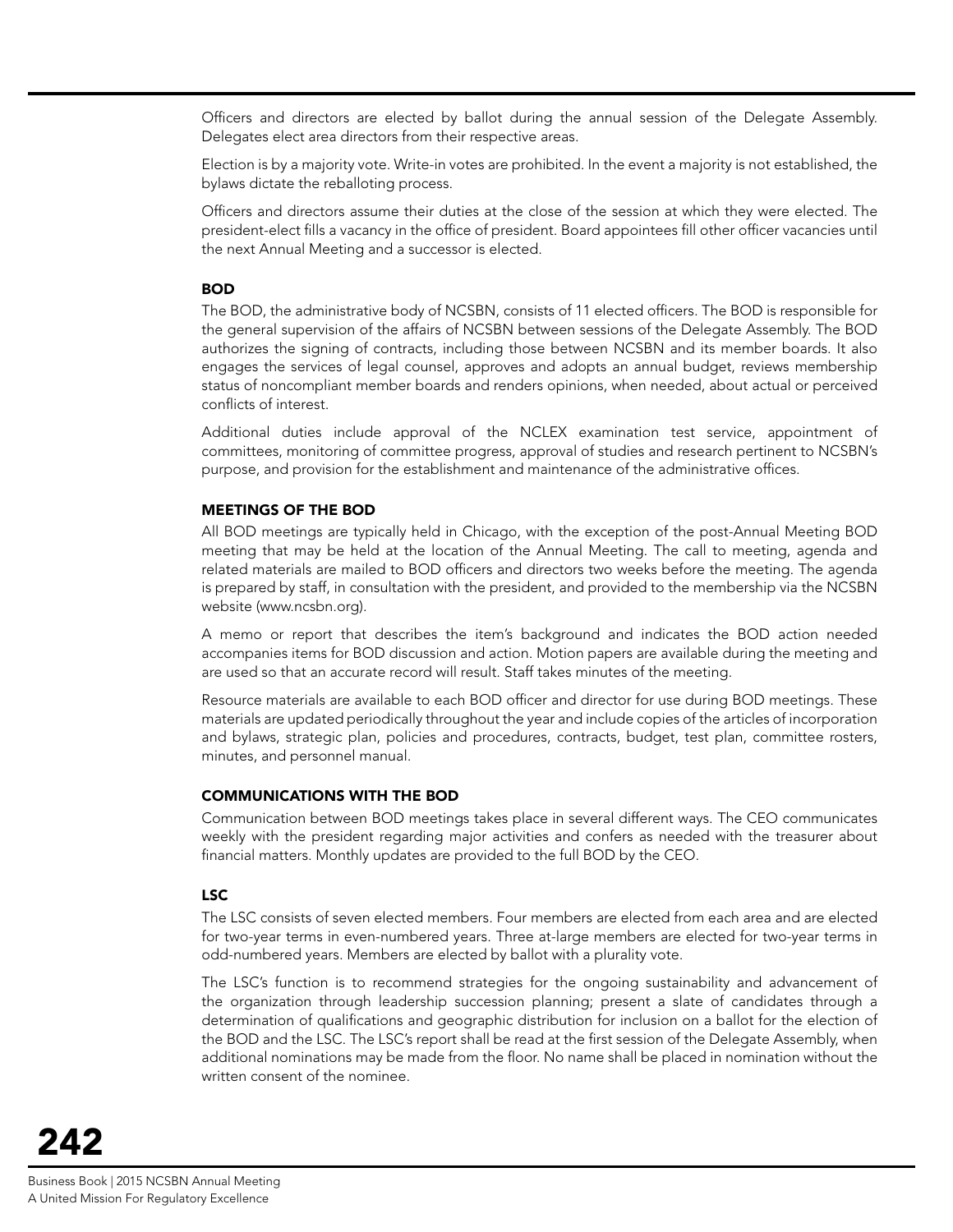Officers and directors are elected by ballot during the annual session of the Delegate Assembly. Delegates elect area directors from their respective areas.

Election is by a majority vote. Write-in votes are prohibited. In the event a majority is not established, the bylaws dictate the reballoting process.

Officers and directors assume their duties at the close of the session at which they were elected. The president-elect fills a vacancy in the office of president. Board appointees fill other officer vacancies until the next Annual Meeting and a successor is elected.

### BOD

The BOD, the administrative body of NCSBN, consists of 11 elected officers. The BOD is responsible for the general supervision of the affairs of NCSBN between sessions of the Delegate Assembly. The BOD authorizes the signing of contracts, including those between NCSBN and its member boards. It also engages the services of legal counsel, approves and adopts an annual budget, reviews membership status of noncompliant member boards and renders opinions, when needed, about actual or perceived conflicts of interest.

Additional duties include approval of the NCLEX examination test service, appointment of committees, monitoring of committee progress, approval of studies and research pertinent to NCSBN's purpose, and provision for the establishment and maintenance of the administrative offices.

### MEETINGS OF THE BOD

All BOD meetings are typically held in Chicago, with the exception of the post-Annual Meeting BOD meeting that may be held at the location of the Annual Meeting. The call to meeting, agenda and related materials are mailed to BOD officers and directors two weeks before the meeting. The agenda is prepared by staff, in consultation with the president, and provided to the membership via the NCSBN website (www.ncsbn.org).

A memo or report that describes the item's background and indicates the BOD action needed accompanies items for BOD discussion and action. Motion papers are available during the meeting and are used so that an accurate record will result. Staff takes minutes of the meeting.

Resource materials are available to each BOD officer and director for use during BOD meetings. These materials are updated periodically throughout the year and include copies of the articles of incorporation and bylaws, strategic plan, policies and procedures, contracts, budget, test plan, committee rosters, minutes, and personnel manual.

### COMMUNICATIONS WITH THE BOD

Communication between BOD meetings takes place in several different ways. The CEO communicates weekly with the president regarding major activities and confers as needed with the treasurer about financial matters. Monthly updates are provided to the full BOD by the CEO.

### LSC

The LSC consists of seven elected members. Four members are elected from each area and are elected for two-year terms in even-numbered years. Three at-large members are elected for two-year terms in odd-numbered years. Members are elected by ballot with a plurality vote.

The LSC's function is to recommend strategies for the ongoing sustainability and advancement of the organization through leadership succession planning; present a slate of candidates through a determination of qualifications and geographic distribution for inclusion on a ballot for the election of the BOD and the LSC. The LSC's report shall be read at the first session of the Delegate Assembly, when additional nominations may be made from the floor. No name shall be placed in nomination without the written consent of the nominee.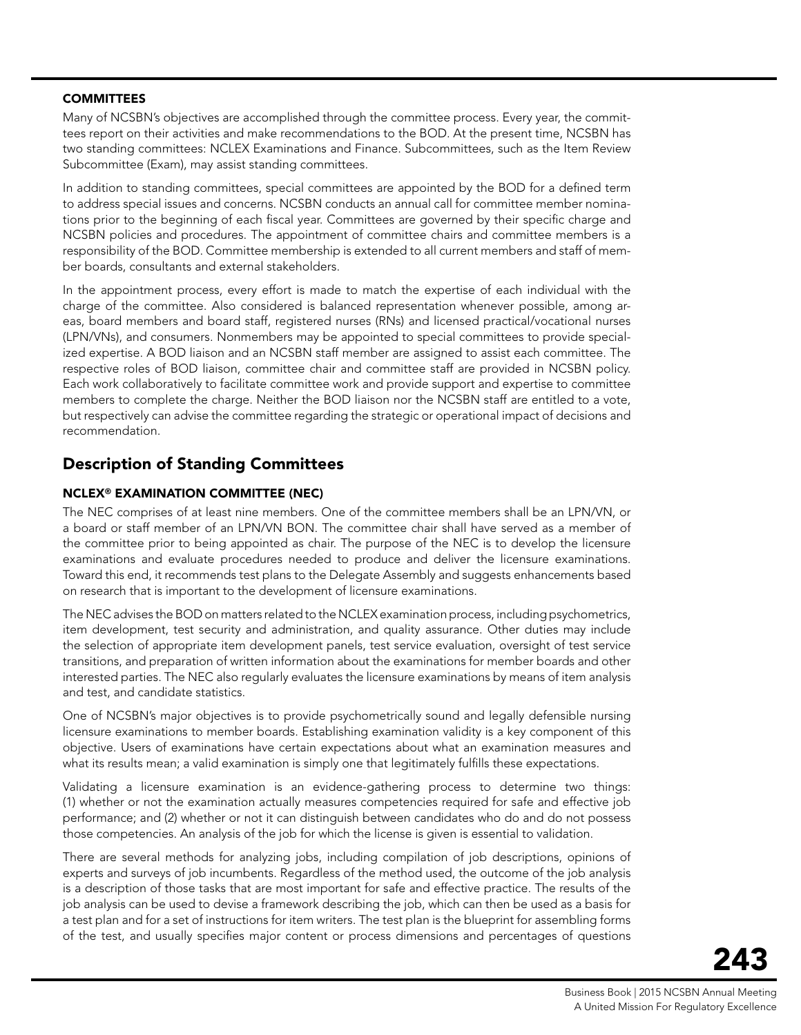### COMMITTEES

Many of NCSBN's objectives are accomplished through the committee process. Every year, the committees report on their activities and make recommendations to the BOD. At the present time, NCSBN has two standing committees: NCLEX Examinations and Finance. Subcommittees, such as the Item Review Subcommittee (Exam), may assist standing committees.

In addition to standing committees, special committees are appointed by the BOD for a defined term to address special issues and concerns. NCSBN conducts an annual call for committee member nominations prior to the beginning of each fiscal year. Committees are governed by their specific charge and NCSBN policies and procedures. The appointment of committee chairs and committee members is a responsibility of the BOD. Committee membership is extended to all current members and staff of member boards, consultants and external stakeholders.

In the appointment process, every effort is made to match the expertise of each individual with the charge of the committee. Also considered is balanced representation whenever possible, among areas, board members and board staff, registered nurses (RNs) and licensed practical/vocational nurses (LPN/VNs), and consumers. Nonmembers may be appointed to special committees to provide specialized expertise. A BOD liaison and an NCSBN staff member are assigned to assist each committee. The respective roles of BOD liaison, committee chair and committee staff are provided in NCSBN policy. Each work collaboratively to facilitate committee work and provide support and expertise to committee members to complete the charge. Neither the BOD liaison nor the NCSBN staff are entitled to a vote, but respectively can advise the committee regarding the strategic or operational impact of decisions and recommendation.

## Description of Standing Committees

### NCLEX® EXAMINATION COMMITTEE (NEC)

The NEC comprises of at least nine members. One of the committee members shall be an LPN/VN, or a board or staff member of an LPN/VN BON. The committee chair shall have served as a member of the committee prior to being appointed as chair. The purpose of the NEC is to develop the licensure examinations and evaluate procedures needed to produce and deliver the licensure examinations. Toward this end, it recommends test plans to the Delegate Assembly and suggests enhancements based on research that is important to the development of licensure examinations.

The NEC advises the BOD on matters related to the NCLEX examination process, including psychometrics, item development, test security and administration, and quality assurance. Other duties may include the selection of appropriate item development panels, test service evaluation, oversight of test service transitions, and preparation of written information about the examinations for member boards and other interested parties. The NEC also regularly evaluates the licensure examinations by means of item analysis and test, and candidate statistics.

One of NCSBN's major objectives is to provide psychometrically sound and legally defensible nursing licensure examinations to member boards. Establishing examination validity is a key component of this objective. Users of examinations have certain expectations about what an examination measures and what its results mean; a valid examination is simply one that legitimately fulfills these expectations.

Validating a licensure examination is an evidence-gathering process to determine two things: (1) whether or not the examination actually measures competencies required for safe and effective job performance; and (2) whether or not it can distinguish between candidates who do and do not possess those competencies. An analysis of the job for which the license is given is essential to validation.

There are several methods for analyzing jobs, including compilation of job descriptions, opinions of experts and surveys of job incumbents. Regardless of the method used, the outcome of the job analysis is a description of those tasks that are most important for safe and effective practice. The results of the job analysis can be used to devise a framework describing the job, which can then be used as a basis for a test plan and for a set of instructions for item writers. The test plan is the blueprint for assembling forms of the test, and usually specifies major content or process dimensions and percentages of questions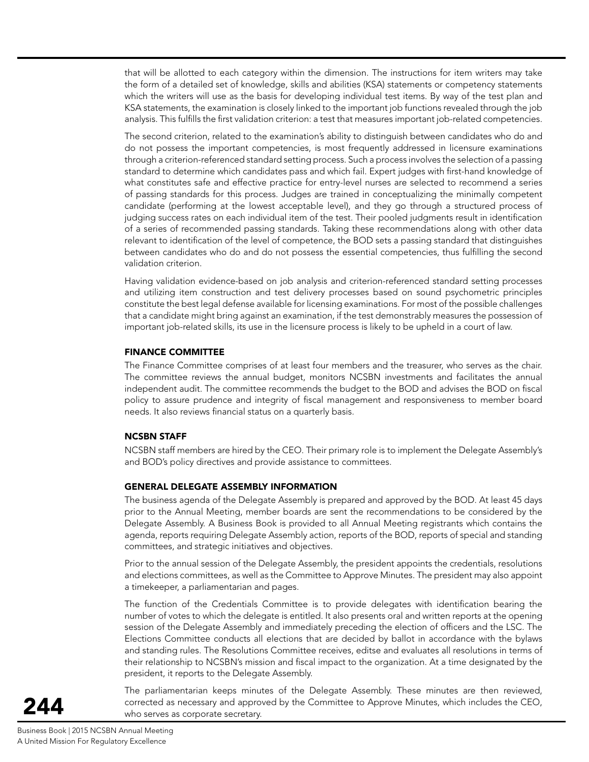that will be allotted to each category within the dimension. The instructions for item writers may take the form of a detailed set of knowledge, skills and abilities (KSA) statements or competency statements which the writers will use as the basis for developing individual test items. By way of the test plan and KSA statements, the examination is closely linked to the important job functions revealed through the job analysis. This fulfills the first validation criterion: a test that measures important job-related competencies.

The second criterion, related to the examination's ability to distinguish between candidates who do and do not possess the important competencies, is most frequently addressed in licensure examinations through a criterion-referenced standard setting process. Such a process involves the selection of a passing standard to determine which candidates pass and which fail. Expert judges with first-hand knowledge of what constitutes safe and effective practice for entry-level nurses are selected to recommend a series of passing standards for this process. Judges are trained in conceptualizing the minimally competent candidate (performing at the lowest acceptable level), and they go through a structured process of judging success rates on each individual item of the test. Their pooled judgments result in identification of a series of recommended passing standards. Taking these recommendations along with other data relevant to identification of the level of competence, the BOD sets a passing standard that distinguishes between candidates who do and do not possess the essential competencies, thus fulfilling the second validation criterion.

Having validation evidence-based on job analysis and criterion-referenced standard setting processes and utilizing item construction and test delivery processes based on sound psychometric principles constitute the best legal defense available for licensing examinations. For most of the possible challenges that a candidate might bring against an examination, if the test demonstrably measures the possession of important job-related skills, its use in the licensure process is likely to be upheld in a court of law.

#### FINANCE COMMITTEE

The Finance Committee comprises of at least four members and the treasurer, who serves as the chair. The committee reviews the annual budget, monitors NCSBN investments and facilitates the annual independent audit. The committee recommends the budget to the BOD and advises the BOD on fiscal policy to assure prudence and integrity of fiscal management and responsiveness to member board needs. It also reviews financial status on a quarterly basis.

#### NCSBN STAFF

NCSBN staff members are hired by the CEO. Their primary role is to implement the Delegate Assembly's and BOD's policy directives and provide assistance to committees.

#### GENERAL DELEGATE ASSEMBLY INFORMATION

The business agenda of the Delegate Assembly is prepared and approved by the BOD. At least 45 days prior to the Annual Meeting, member boards are sent the recommendations to be considered by the Delegate Assembly. A Business Book is provided to all Annual Meeting registrants which contains the agenda, reports requiring Delegate Assembly action, reports of the BOD, reports of special and standing committees, and strategic initiatives and objectives.

Prior to the annual session of the Delegate Assembly, the president appoints the credentials, resolutions and elections committees, as well as the Committee to Approve Minutes. The president may also appoint a timekeeper, a parliamentarian and pages.

The function of the Credentials Committee is to provide delegates with identification bearing the number of votes to which the delegate is entitled. It also presents oral and written reports at the opening session of the Delegate Assembly and immediately preceding the election of officers and the LSC. The Elections Committee conducts all elections that are decided by ballot in accordance with the bylaws and standing rules. The Resolutions Committee receives, editse and evaluates all resolutions in terms of their relationship to NCSBN's mission and fiscal impact to the organization. At a time designated by the president, it reports to the Delegate Assembly.

The parliamentarian keeps minutes of the Delegate Assembly. These minutes are then reviewed, corrected as necessary and approved by the Committee to Approve Minutes, which includes the CEO, who serves as corporate secretary.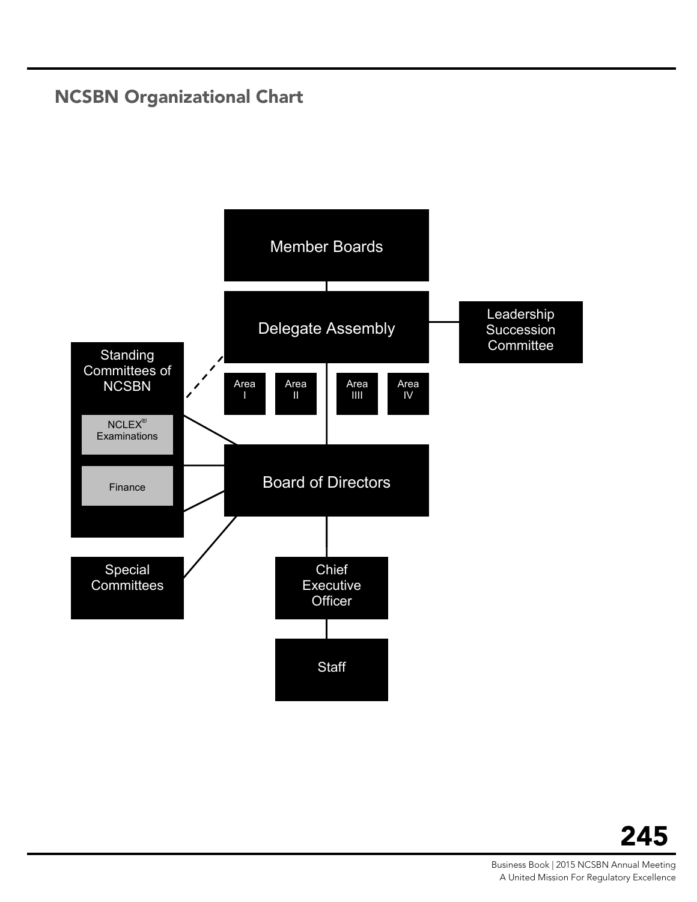## NCSBN Organizational Chart

Member Boards

Delegate Assembly

Leadership Succession Committee

Standing Committees of NCSBN

Area I

Area II

Area IIII

Area IV

NCLEX® Examinations

Finance

Board of Directors

Special Committees

Chief Executive Officer

Staff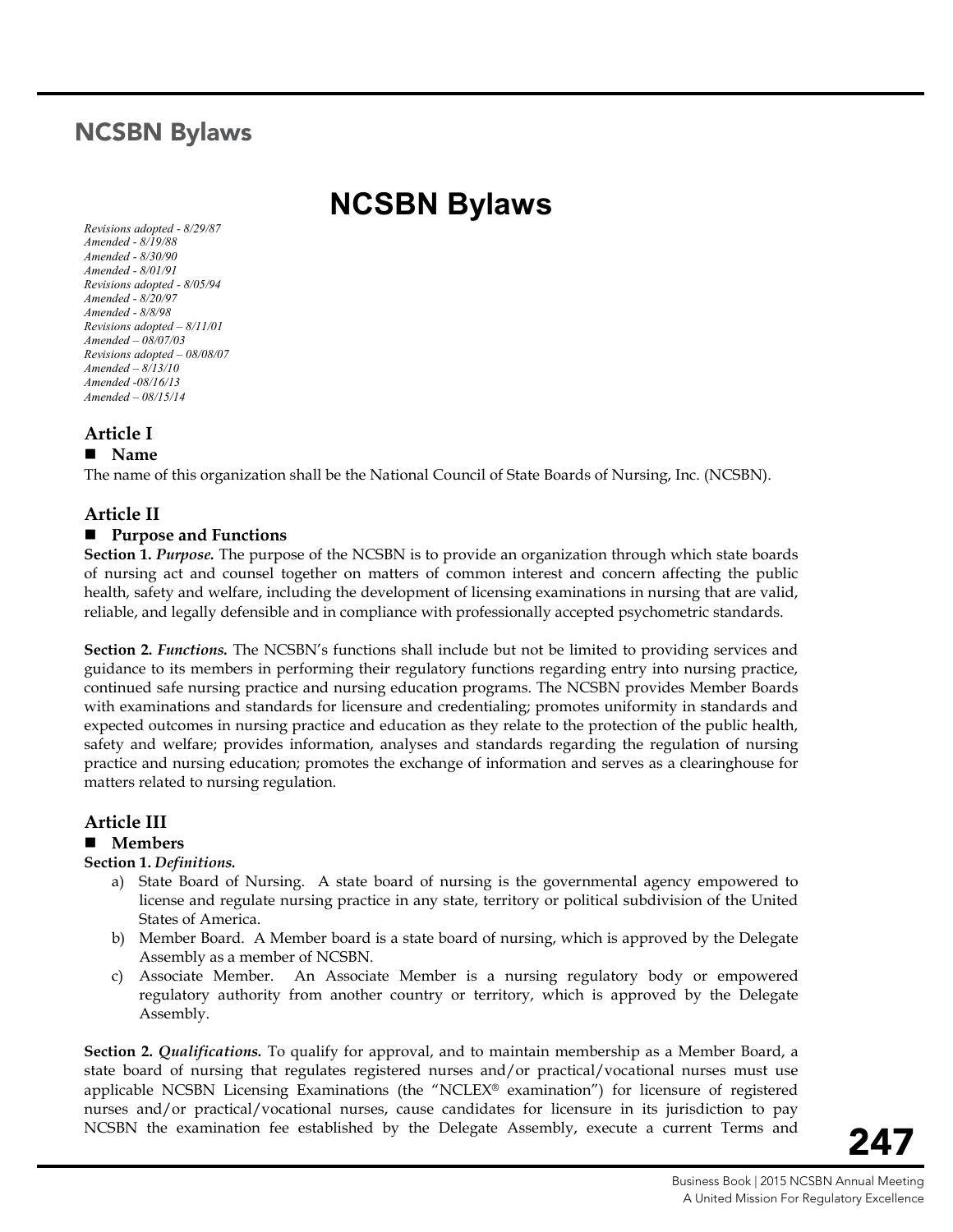# NCSBN Bylaws

*Revisions adopted - 8/29/87*
*Amended - 8/19/88*
*Amended - 8/30/90*
*Amended - 8/01/91*
*Revisions adopted - 8/05/94*
*Amended - 8/20/97*
*Amended - 8/8/98*
*Revisions adopted – 8/11/01*
*Amended – 08/07/03*
*Revisions adopted – 08/08/07*
*Amended – 8/13/10*
*Amended -08/16/13*
*Amended – 08/15/14*

## Article I

### Name

The name of this organization shall be the National Council of State Boards of Nursing, Inc. (NCSBN).

## Article II

### Purpose and Functions

**Section 1.** ***Purpose.*** The purpose of the NCSBN is to provide an organization through which state boards of nursing act and counsel together on matters of common interest and concern affecting the public health, safety and welfare, including the development of licensing examinations in nursing that are valid, reliable, and legally defensible and in compliance with professionally accepted psychometric standards.

**Section 2.** ***Functions.*** The NCSBN's functions shall include but not be limited to providing services and guidance to its members in performing their regulatory functions regarding entry into nursing practice, continued safe nursing practice and nursing education programs. The NCSBN provides Member Boards with examinations and standards for licensure and credentialing; promotes uniformity in standards and expected outcomes in nursing practice and education as they relate to the protection of the public health, safety and welfare; provides information, analyses and standards regarding the regulation of nursing practice and nursing education; promotes the exchange of information and serves as a clearinghouse for matters related to nursing regulation.

## Article III

### Members

**Section 1.** ***Definitions.***

a) State Board of Nursing. A state board of nursing is the governmental agency empowered to license and regulate nursing practice in any state, territory or political subdivision of the United States of America.
b) Member Board. A Member board is a state board of nursing, which is approved by the Delegate Assembly as a member of NCSBN.
c) Associate Member. An Associate Member is a nursing regulatory body or empowered regulatory authority from another country or territory, which is approved by the Delegate Assembly.

**Section 2.** ***Qualifications.*** To qualify for approval, and to maintain membership as a Member Board, a state board of nursing that regulates registered nurses and/or practical/vocational nurses must use applicable NCSBN Licensing Examinations (the "NCLEX® examination") for licensure of registered nurses and/or practical/vocational nurses, cause candidates for licensure in its jurisdiction to pay NCSBN the examination fee established by the Delegate Assembly, execute a current Terms and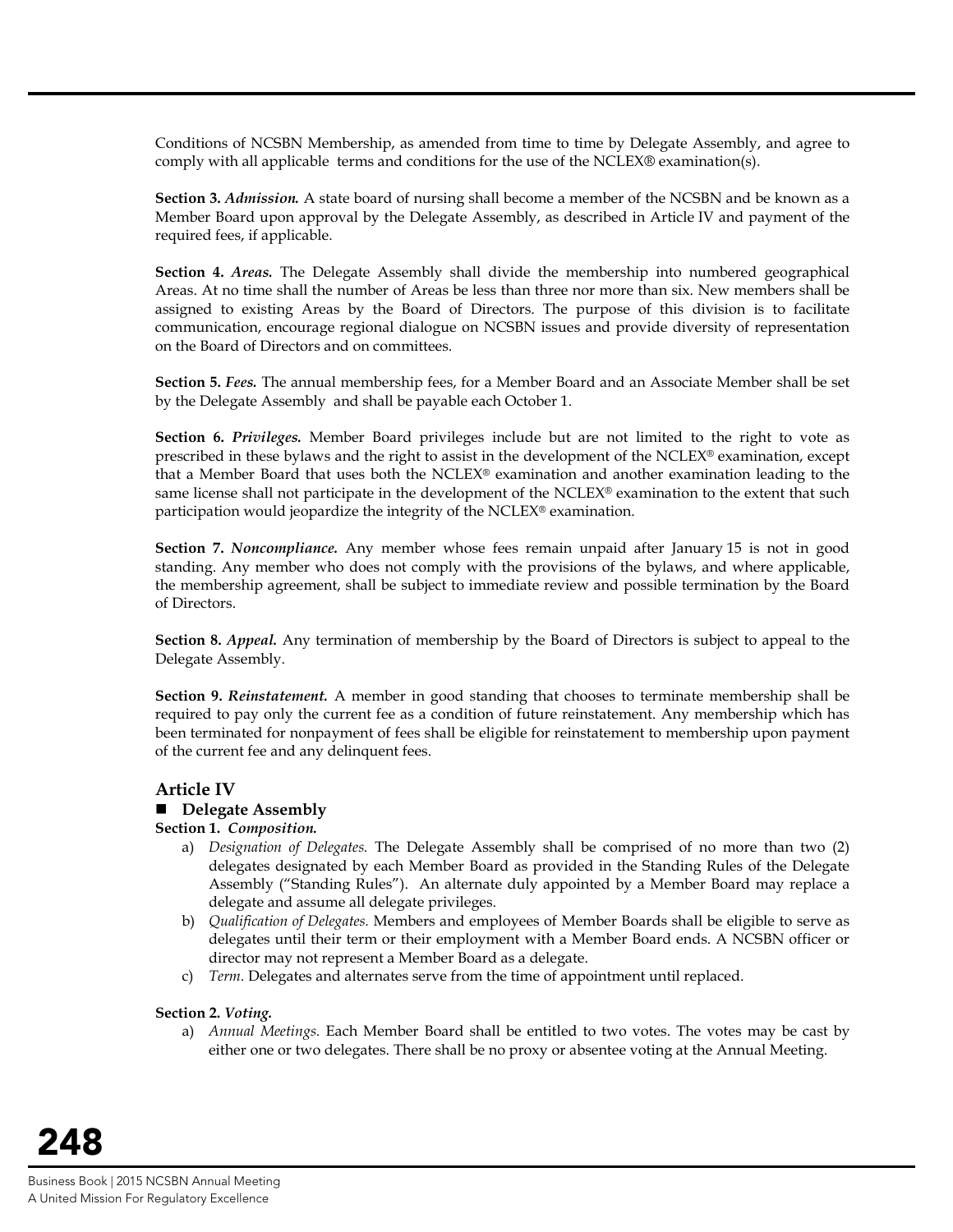Conditions of NCSBN Membership, as amended from time to time by Delegate Assembly, and agree to comply with all applicable terms and conditions for the use of the NCLEX® examination(s).

**Section 3.** ***Admission.*** A state board of nursing shall become a member of the NCSBN and be known as a Member Board upon approval by the Delegate Assembly, as described in Article IV and payment of the required fees, if applicable.

**Section 4.** ***Areas.*** The Delegate Assembly shall divide the membership into numbered geographical Areas. At no time shall the number of Areas be less than three nor more than six. New members shall be assigned to existing Areas by the Board of Directors. The purpose of this division is to facilitate communication, encourage regional dialogue on NCSBN issues and provide diversity of representation on the Board of Directors and on committees.

**Section 5.** ***Fees.*** The annual membership fees, for a Member Board and an Associate Member shall be set by the Delegate Assembly and shall be payable each October 1.

**Section 6.** ***Privileges.*** Member Board privileges include but are not limited to the right to vote as prescribed in these bylaws and the right to assist in the development of the NCLEX® examination, except that a Member Board that uses both the NCLEX® examination and another examination leading to the same license shall not participate in the development of the NCLEX® examination to the extent that such participation would jeopardize the integrity of the NCLEX® examination.

**Section 7.** ***Noncompliance.*** Any member whose fees remain unpaid after January 15 is not in good standing. Any member who does not comply with the provisions of the bylaws, and where applicable, the membership agreement, shall be subject to immediate review and possible termination by the Board of Directors.

**Section 8.** ***Appeal.*** Any termination of membership by the Board of Directors is subject to appeal to the Delegate Assembly.

**Section 9.** ***Reinstatement.*** A member in good standing that chooses to terminate membership shall be required to pay only the current fee as a condition of future reinstatement. Any membership which has been terminated for nonpayment of fees shall be eligible for reinstatement to membership upon payment of the current fee and any delinquent fees.

## Article IV

### ■ Delegate Assembly

**Section 1.** ***Composition.***

a) *Designation of Delegates.* The Delegate Assembly shall be comprised of no more than two (2) delegates designated by each Member Board as provided in the Standing Rules of the Delegate Assembly ("Standing Rules"). An alternate duly appointed by a Member Board may replace a delegate and assume all delegate privileges.

b) *Qualification of Delegates.* Members and employees of Member Boards shall be eligible to serve as delegates until their term or their employment with a Member Board ends. A NCSBN officer or director may not represent a Member Board as a delegate.

c) *Term.* Delegates and alternates serve from the time of appointment until replaced.

**Section 2.** ***Voting.***

a) *Annual Meetings.* Each Member Board shall be entitled to two votes. The votes may be cast by either one or two delegates. There shall be no proxy or absentee voting at the Annual Meeting.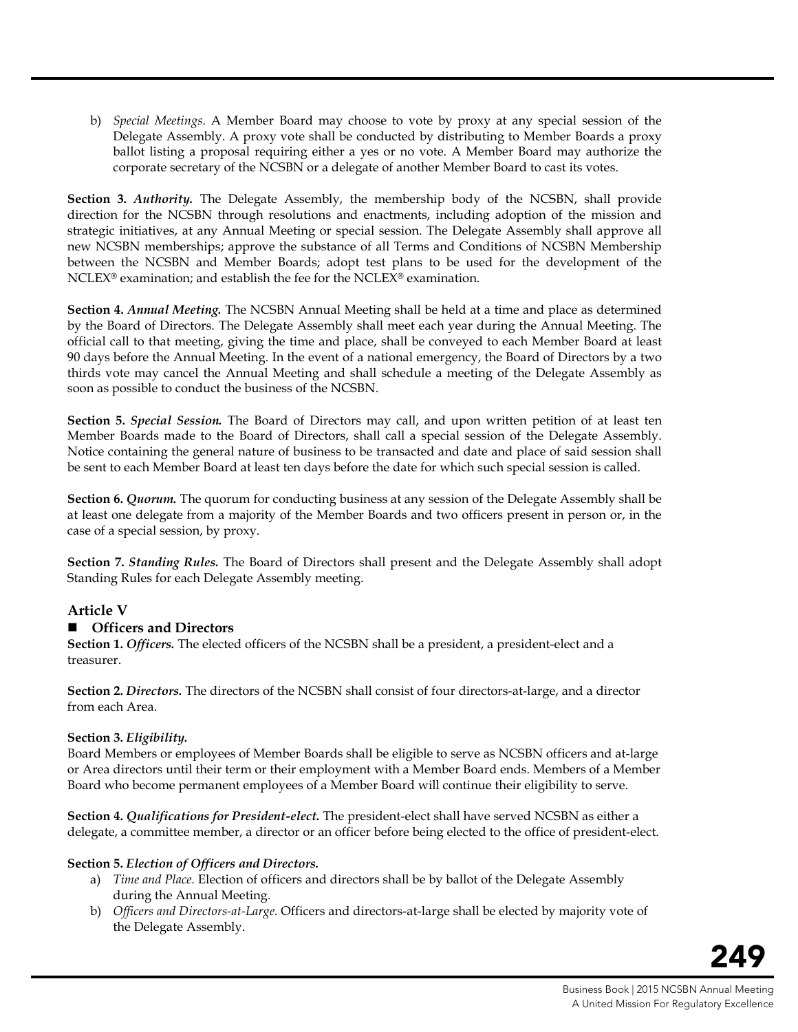b) *Special Meetings.* A Member Board may choose to vote by proxy at any special session of the Delegate Assembly. A proxy vote shall be conducted by distributing to Member Boards a proxy ballot listing a proposal requiring either a yes or no vote. A Member Board may authorize the corporate secretary of the NCSBN or a delegate of another Member Board to cast its votes.

**Section 3.** ***Authority.*** The Delegate Assembly, the membership body of the NCSBN, shall provide direction for the NCSBN through resolutions and enactments, including adoption of the mission and strategic initiatives, at any Annual Meeting or special session. The Delegate Assembly shall approve all new NCSBN memberships; approve the substance of all Terms and Conditions of NCSBN Membership between the NCSBN and Member Boards; adopt test plans to be used for the development of the NCLEX® examination; and establish the fee for the NCLEX® examination.

**Section 4.** ***Annual Meeting.*** The NCSBN Annual Meeting shall be held at a time and place as determined by the Board of Directors. The Delegate Assembly shall meet each year during the Annual Meeting. The official call to that meeting, giving the time and place, shall be conveyed to each Member Board at least 90 days before the Annual Meeting. In the event of a national emergency, the Board of Directors by a two thirds vote may cancel the Annual Meeting and shall schedule a meeting of the Delegate Assembly as soon as possible to conduct the business of the NCSBN.

**Section 5.** ***Special Session.*** The Board of Directors may call, and upon written petition of at least ten Member Boards made to the Board of Directors, shall call a special session of the Delegate Assembly. Notice containing the general nature of business to be transacted and date and place of said session shall be sent to each Member Board at least ten days before the date for which such special session is called.

**Section 6.** ***Quorum.*** The quorum for conducting business at any session of the Delegate Assembly shall be at least one delegate from a majority of the Member Boards and two officers present in person or, in the case of a special session, by proxy.

**Section 7.** ***Standing Rules.*** The Board of Directors shall present and the Delegate Assembly shall adopt Standing Rules for each Delegate Assembly meeting.

## Article V

### Officers and Directors

**Section 1.** ***Officers.*** The elected officers of the NCSBN shall be a president, a president-elect and a treasurer.

**Section 2.** ***Directors.*** The directors of the NCSBN shall consist of four directors-at-large, and a director from each Area.

**Section 3.** ***Eligibility.***
Board Members or employees of Member Boards shall be eligible to serve as NCSBN officers and at-large or Area directors until their term or their employment with a Member Board ends. Members of a Member Board who become permanent employees of a Member Board will continue their eligibility to serve.

**Section 4.** ***Qualifications for President-elect.*** The president-elect shall have served NCSBN as either a delegate, a committee member, a director or an officer before being elected to the office of president-elect.

**Section 5.** ***Election of Officers and Directors.***

a) *Time and Place.* Election of officers and directors shall be by ballot of the Delegate Assembly during the Annual Meeting.
b) *Officers and Directors-at-Large.* Officers and directors-at-large shall be elected by majority vote of the Delegate Assembly.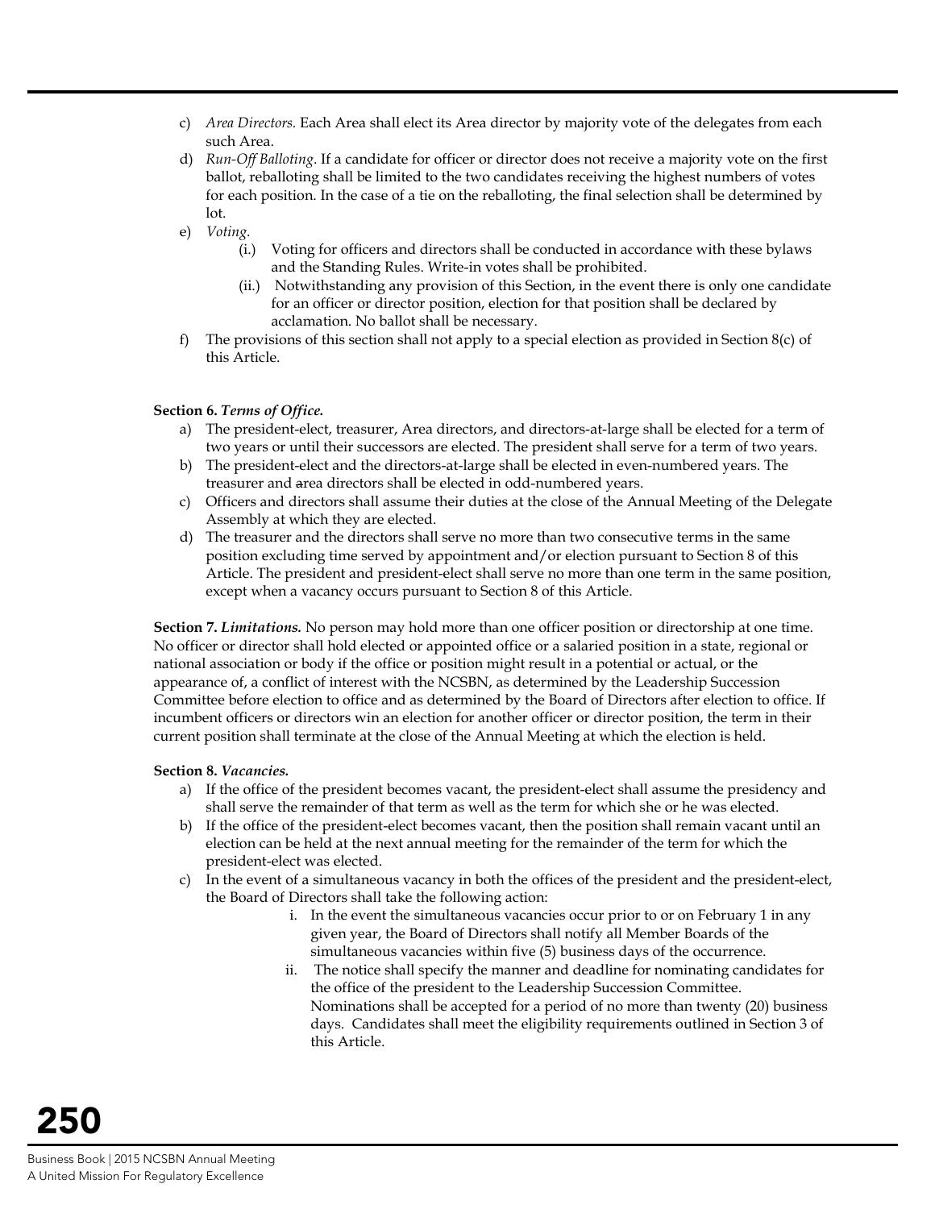c) *Area Directors.* Each Area shall elect its Area director by majority vote of the delegates from each such Area.

d) *Run-Off Balloting*. If a candidate for officer or director does not receive a majority vote on the first ballot, reballoting shall be limited to the two candidates receiving the highest numbers of votes for each position. In the case of a tie on the reballoting, the final selection shall be determined by lot.

e) *Voting.*
   (i.) Voting for officers and directors shall be conducted in accordance with these bylaws and the Standing Rules. Write-in votes shall be prohibited.
   (ii.) Notwithstanding any provision of this Section, in the event there is only one candidate for an officer or director position, election for that position shall be declared by acclamation. No ballot shall be necessary.

f) The provisions of this section shall not apply to a special election as provided in Section 8(c) of this Article.

**Section 6. *Terms of Office.***

a) The president-elect, treasurer, Area directors, and directors-at-large shall be elected for a term of two years or until their successors are elected. The president shall serve for a term of two years.

b) The president-elect and the directors-at-large shall be elected in even-numbered years. The treasurer and area directors shall be elected in odd-numbered years.

c) Officers and directors shall assume their duties at the close of the Annual Meeting of the Delegate Assembly at which they are elected.

d) The treasurer and the directors shall serve no more than two consecutive terms in the same position excluding time served by appointment and/or election pursuant to Section 8 of this Article. The president and president-elect shall serve no more than one term in the same position, except when a vacancy occurs pursuant to Section 8 of this Article.

**Section 7. *Limitations.*** No person may hold more than one officer position or directorship at one time. No officer or director shall hold elected or appointed office or a salaried position in a state, regional or national association or body if the office or position might result in a potential or actual, or the appearance of, a conflict of interest with the NCSBN, as determined by the Leadership Succession Committee before election to office and as determined by the Board of Directors after election to office. If incumbent officers or directors win an election for another officer or director position, the term in their current position shall terminate at the close of the Annual Meeting at which the election is held.

**Section 8. *Vacancies.***

a) If the office of the president becomes vacant, the president-elect shall assume the presidency and shall serve the remainder of that term as well as the term for which she or he was elected.

b) If the office of the president-elect becomes vacant, then the position shall remain vacant until an election can be held at the next annual meeting for the remainder of the term for which the president-elect was elected.

c) In the event of a simultaneous vacancy in both the offices of the president and the president-elect, the Board of Directors shall take the following action:
   i. In the event the simultaneous vacancies occur prior to or on February 1 in any given year, the Board of Directors shall notify all Member Boards of the simultaneous vacancies within five (5) business days of the occurrence.
   ii. The notice shall specify the manner and deadline for nominating candidates for the office of the president to the Leadership Succession Committee. Nominations shall be accepted for a period of no more than twenty (20) business days. Candidates shall meet the eligibility requirements outlined in Section 3 of this Article.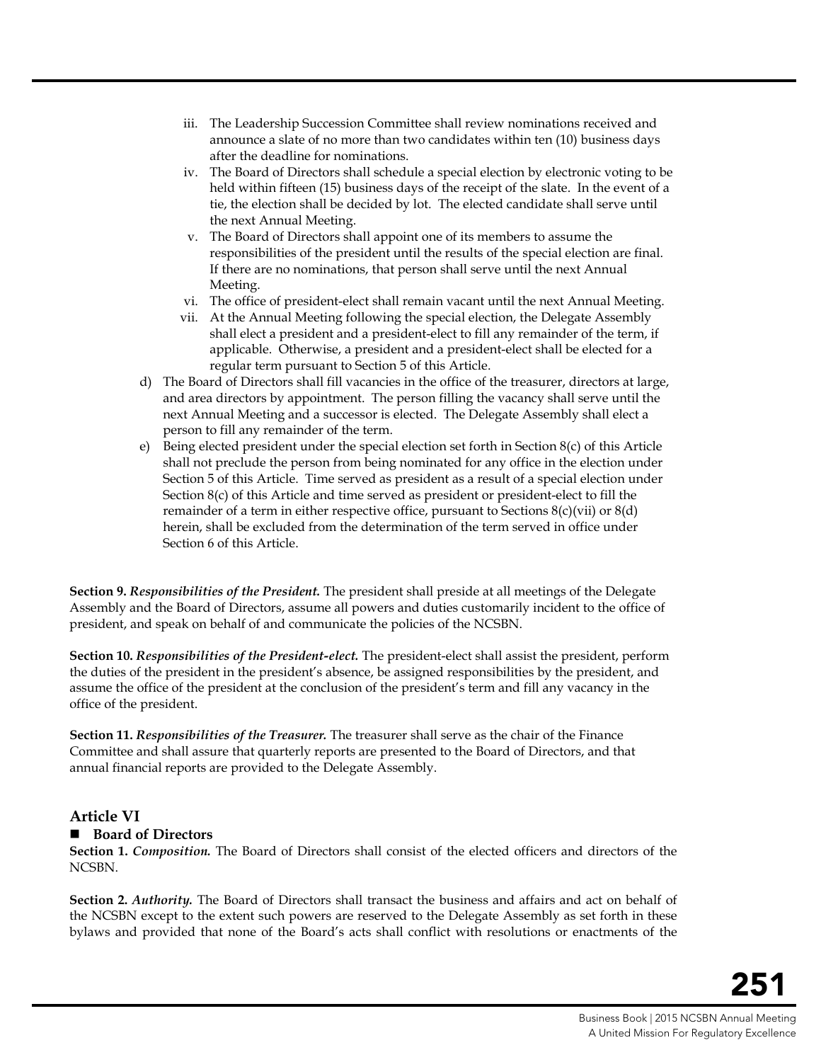iii. The Leadership Succession Committee shall review nominations received and announce a slate of no more than two candidates within ten (10) business days after the deadline for nominations.
   iv. The Board of Directors shall schedule a special election by electronic voting to be held within fifteen (15) business days of the receipt of the slate. In the event of a tie, the election shall be decided by lot. The elected candidate shall serve until the next Annual Meeting.
   v. The Board of Directors shall appoint one of its members to assume the responsibilities of the president until the results of the special election are final. If there are no nominations, that person shall serve until the next Annual Meeting.
   vi. The office of president-elect shall remain vacant until the next Annual Meeting.
   vii. At the Annual Meeting following the special election, the Delegate Assembly shall elect a president and a president-elect to fill any remainder of the term, if applicable. Otherwise, a president and a president-elect shall be elected for a regular term pursuant to Section 5 of this Article.

d) The Board of Directors shall fill vacancies in the office of the treasurer, directors at large, and area directors by appointment. The person filling the vacancy shall serve until the next Annual Meeting and a successor is elected. The Delegate Assembly shall elect a person to fill any remainder of the term.

e) Being elected president under the special election set forth in Section 8(c) of this Article shall not preclude the person from being nominated for any office in the election under Section 5 of this Article. Time served as president as a result of a special election under Section 8(c) of this Article and time served as president or president-elect to fill the remainder of a term in either respective office, pursuant to Sections 8(c)(vii) or 8(d) herein, shall be excluded from the determination of the term served in office under Section 6 of this Article.

**Section 9.** ***Responsibilities of the President.*** The president shall preside at all meetings of the Delegate Assembly and the Board of Directors, assume all powers and duties customarily incident to the office of president, and speak on behalf of and communicate the policies of the NCSBN.

**Section 10.** ***Responsibilities of the President-elect.*** The president-elect shall assist the president, perform the duties of the president in the president's absence, be assigned responsibilities by the president, and assume the office of the president at the conclusion of the president's term and fill any vacancy in the office of the president.

**Section 11.** ***Responsibilities of the Treasurer.*** The treasurer shall serve as the chair of the Finance Committee and shall assure that quarterly reports are presented to the Board of Directors, and that annual financial reports are provided to the Delegate Assembly.

## Article VI

### ■ Board of Directors

**Section 1.** ***Composition.*** The Board of Directors shall consist of the elected officers and directors of the NCSBN.

**Section 2.** ***Authority.*** The Board of Directors shall transact the business and affairs and act on behalf of the NCSBN except to the extent such powers are reserved to the Delegate Assembly as set forth in these bylaws and provided that none of the Board's acts shall conflict with resolutions or enactments of the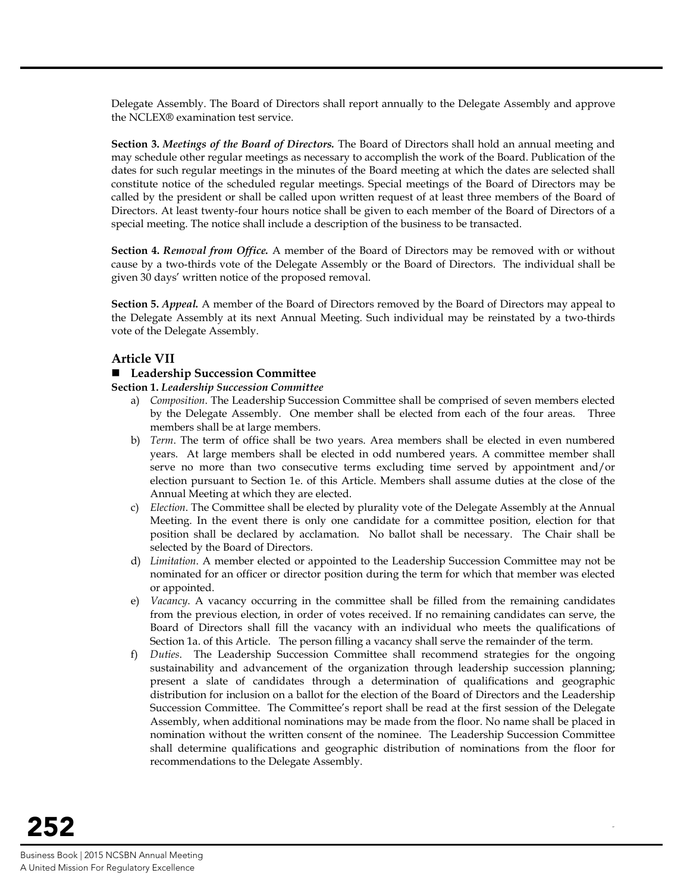Delegate Assembly. The Board of Directors shall report annually to the Delegate Assembly and approve the NCLEX® examination test service.

**Section 3.** ***Meetings of the Board of Directors.*** The Board of Directors shall hold an annual meeting and may schedule other regular meetings as necessary to accomplish the work of the Board. Publication of the dates for such regular meetings in the minutes of the Board meeting at which the dates are selected shall constitute notice of the scheduled regular meetings. Special meetings of the Board of Directors may be called by the president or shall be called upon written request of at least three members of the Board of Directors. At least twenty-four hours notice shall be given to each member of the Board of Directors of a special meeting. The notice shall include a description of the business to be transacted.

**Section 4.** ***Removal from Office.*** A member of the Board of Directors may be removed with or without cause by a two-thirds vote of the Delegate Assembly or the Board of Directors. The individual shall be given 30 days' written notice of the proposed removal.

**Section 5.** ***Appeal.*** A member of the Board of Directors removed by the Board of Directors may appeal to the Delegate Assembly at its next Annual Meeting. Such individual may be reinstated by a two-thirds vote of the Delegate Assembly.

## Article VII

### ■ Leadership Succession Committee

**Section 1.** ***Leadership Succession Committee***

a) *Composition*. The Leadership Succession Committee shall be comprised of seven members elected by the Delegate Assembly. One member shall be elected from each of the four areas. Three members shall be at large members.
b) *Term*. The term of office shall be two years. Area members shall be elected in even numbered years. At large members shall be elected in odd numbered years. A committee member shall serve no more than two consecutive terms excluding time served by appointment and/or election pursuant to Section 1e. of this Article. Members shall assume duties at the close of the Annual Meeting at which they are elected.
c) *Election*. The Committee shall be elected by plurality vote of the Delegate Assembly at the Annual Meeting. In the event there is only one candidate for a committee position, election for that position shall be declared by acclamation. No ballot shall be necessary. The Chair shall be selected by the Board of Directors.
d) *Limitation*. A member elected or appointed to the Leadership Succession Committee may not be nominated for an officer or director position during the term for which that member was elected or appointed.
e) *Vacancy*. A vacancy occurring in the committee shall be filled from the remaining candidates from the previous election, in order of votes received. If no remaining candidates can serve, the Board of Directors shall fill the vacancy with an individual who meets the qualifications of Section 1a. of this Article. The person filling a vacancy shall serve the remainder of the term.
f) *Duties*. The Leadership Succession Committee shall recommend strategies for the ongoing sustainability and advancement of the organization through leadership succession planning; present a slate of candidates through a determination of qualifications and geographic distribution for inclusion on a ballot for the election of the Board of Directors and the Leadership Succession Committee. The Committee's report shall be read at the first session of the Delegate Assembly, when additional nominations may be made from the floor. No name shall be placed in nomination without the written consent of the nominee. The Leadership Succession Committee shall determine qualifications and geographic distribution of nominations from the floor for recommendations to the Delegate Assembly.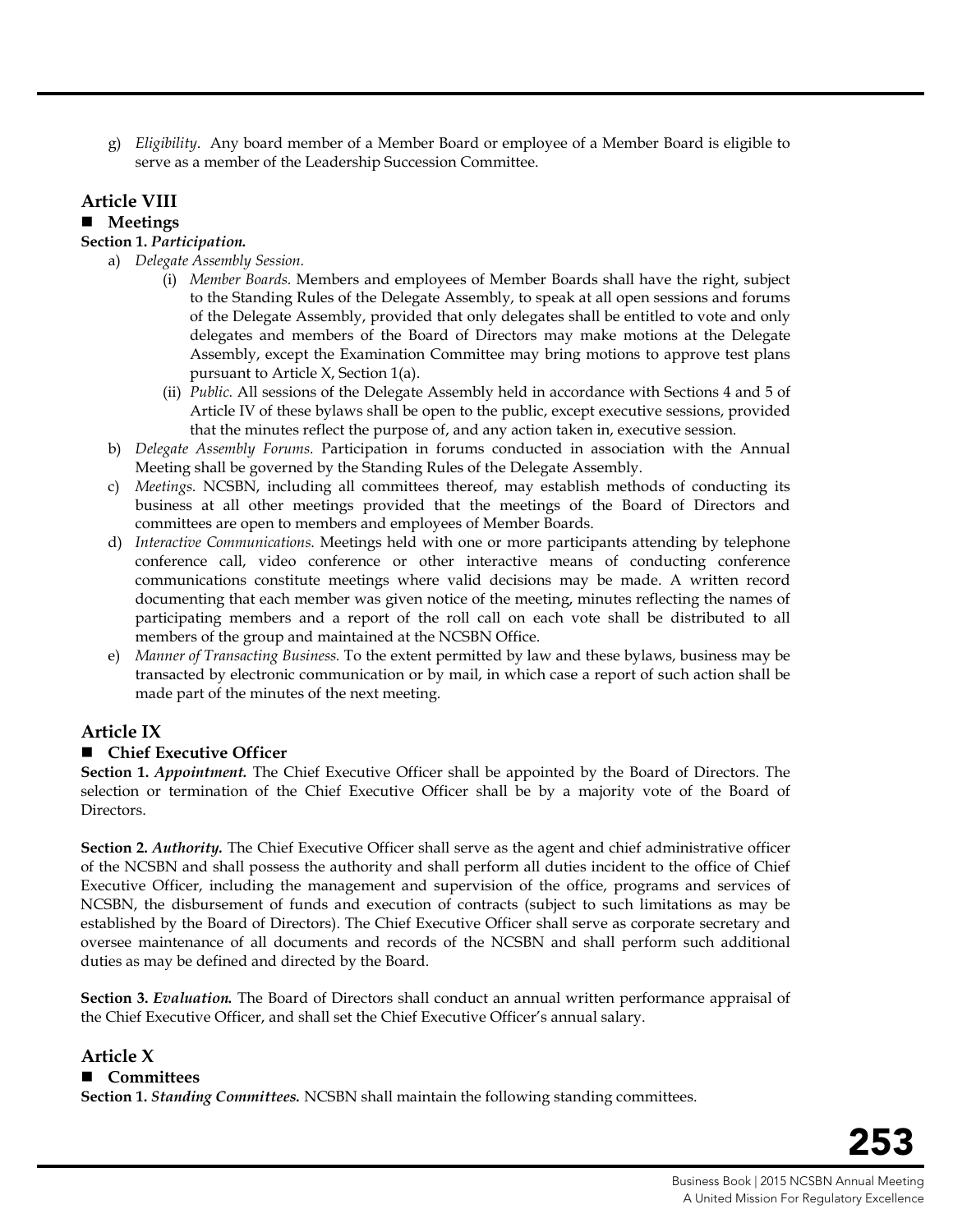g) *Eligibility*. Any board member of a Member Board or employee of a Member Board is eligible to serve as a member of the Leadership Succession Committee.

## Article VIII

### ■ Meetings

**Section 1. *Participation.***

a) *Delegate Assembly Session.*

(i) *Member Boards.* Members and employees of Member Boards shall have the right, subject to the Standing Rules of the Delegate Assembly, to speak at all open sessions and forums of the Delegate Assembly, provided that only delegates shall be entitled to vote and only delegates and members of the Board of Directors may make motions at the Delegate Assembly, except the Examination Committee may bring motions to approve test plans pursuant to Article X, Section 1(a).

(ii) *Public.* All sessions of the Delegate Assembly held in accordance with Sections 4 and 5 of Article IV of these bylaws shall be open to the public, except executive sessions, provided that the minutes reflect the purpose of, and any action taken in, executive session.

b) *Delegate Assembly Forums.* Participation in forums conducted in association with the Annual Meeting shall be governed by the Standing Rules of the Delegate Assembly.

c) *Meetings.* NCSBN, including all committees thereof, may establish methods of conducting its business at all other meetings provided that the meetings of the Board of Directors and committees are open to members and employees of Member Boards.

d) *Interactive Communications.* Meetings held with one or more participants attending by telephone conference call, video conference or other interactive means of conducting conference communications constitute meetings where valid decisions may be made. A written record documenting that each member was given notice of the meeting, minutes reflecting the names of participating members and a report of the roll call on each vote shall be distributed to all members of the group and maintained at the NCSBN Office.

e) *Manner of Transacting Business.* To the extent permitted by law and these bylaws, business may be transacted by electronic communication or by mail, in which case a report of such action shall be made part of the minutes of the next meeting.

## Article IX

### ■ Chief Executive Officer

**Section 1. *Appointment.*** The Chief Executive Officer shall be appointed by the Board of Directors. The selection or termination of the Chief Executive Officer shall be by a majority vote of the Board of Directors.

**Section 2. *Authority.*** The Chief Executive Officer shall serve as the agent and chief administrative officer of the NCSBN and shall possess the authority and shall perform all duties incident to the office of Chief Executive Officer, including the management and supervision of the office, programs and services of NCSBN, the disbursement of funds and execution of contracts (subject to such limitations as may be established by the Board of Directors). The Chief Executive Officer shall serve as corporate secretary and oversee maintenance of all documents and records of the NCSBN and shall perform such additional duties as may be defined and directed by the Board.

**Section 3. *Evaluation.*** The Board of Directors shall conduct an annual written performance appraisal of the Chief Executive Officer, and shall set the Chief Executive Officer's annual salary.

## Article X

### ■ Committees

**Section 1. *Standing Committees.*** NCSBN shall maintain the following standing committees.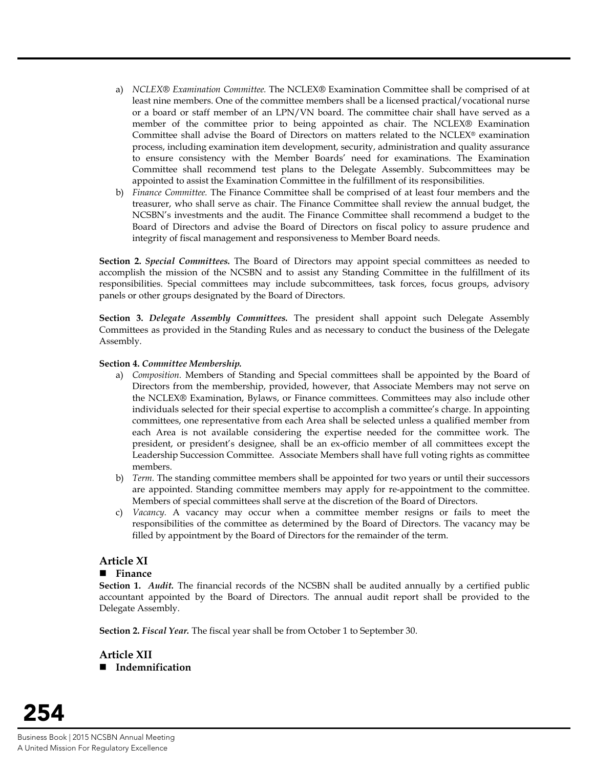a) *NCLEX® Examination Committee.* The NCLEX® Examination Committee shall be comprised of at least nine members. One of the committee members shall be a licensed practical/vocational nurse or a board or staff member of an LPN/VN board. The committee chair shall have served as a member of the committee prior to being appointed as chair. The NCLEX® Examination Committee shall advise the Board of Directors on matters related to the NCLEX® examination process, including examination item development, security, administration and quality assurance to ensure consistency with the Member Boards' need for examinations. The Examination Committee shall recommend test plans to the Delegate Assembly. Subcommittees may be appointed to assist the Examination Committee in the fulfillment of its responsibilities.

b) *Finance Committee.* The Finance Committee shall be comprised of at least four members and the treasurer, who shall serve as chair. The Finance Committee shall review the annual budget, the NCSBN's investments and the audit. The Finance Committee shall recommend a budget to the Board of Directors and advise the Board of Directors on fiscal policy to assure prudence and integrity of fiscal management and responsiveness to Member Board needs.

**Section 2.** ***Special Committees.*** The Board of Directors may appoint special committees as needed to accomplish the mission of the NCSBN and to assist any Standing Committee in the fulfillment of its responsibilities. Special committees may include subcommittees, task forces, focus groups, advisory panels or other groups designated by the Board of Directors.

**Section 3.** ***Delegate Assembly Committees.*** The president shall appoint such Delegate Assembly Committees as provided in the Standing Rules and as necessary to conduct the business of the Delegate Assembly.

**Section 4.** ***Committee Membership.***

a) *Composition.* Members of Standing and Special committees shall be appointed by the Board of Directors from the membership, provided, however, that Associate Members may not serve on the NCLEX® Examination, Bylaws, or Finance committees. Committees may also include other individuals selected for their special expertise to accomplish a committee's charge. In appointing committees, one representative from each Area shall be selected unless a qualified member from each Area is not available considering the expertise needed for the committee work. The president, or president's designee, shall be an ex-officio member of all committees except the Leadership Succession Committee. Associate Members shall have full voting rights as committee members.

b) *Term.* The standing committee members shall be appointed for two years or until their successors are appointed. Standing committee members may apply for re-appointment to the committee. Members of special committees shall serve at the discretion of the Board of Directors.

c) *Vacancy.* A vacancy may occur when a committee member resigns or fails to meet the responsibilities of the committee as determined by the Board of Directors. The vacancy may be filled by appointment by the Board of Directors for the remainder of the term.

## Article XI

- **Finance**

**Section 1.** ***Audit.*** The financial records of the NCSBN shall be audited annually by a certified public accountant appointed by the Board of Directors. The annual audit report shall be provided to the Delegate Assembly.

**Section 2.** ***Fiscal Year.*** The fiscal year shall be from October 1 to September 30.

## Article XII

- **Indemnification**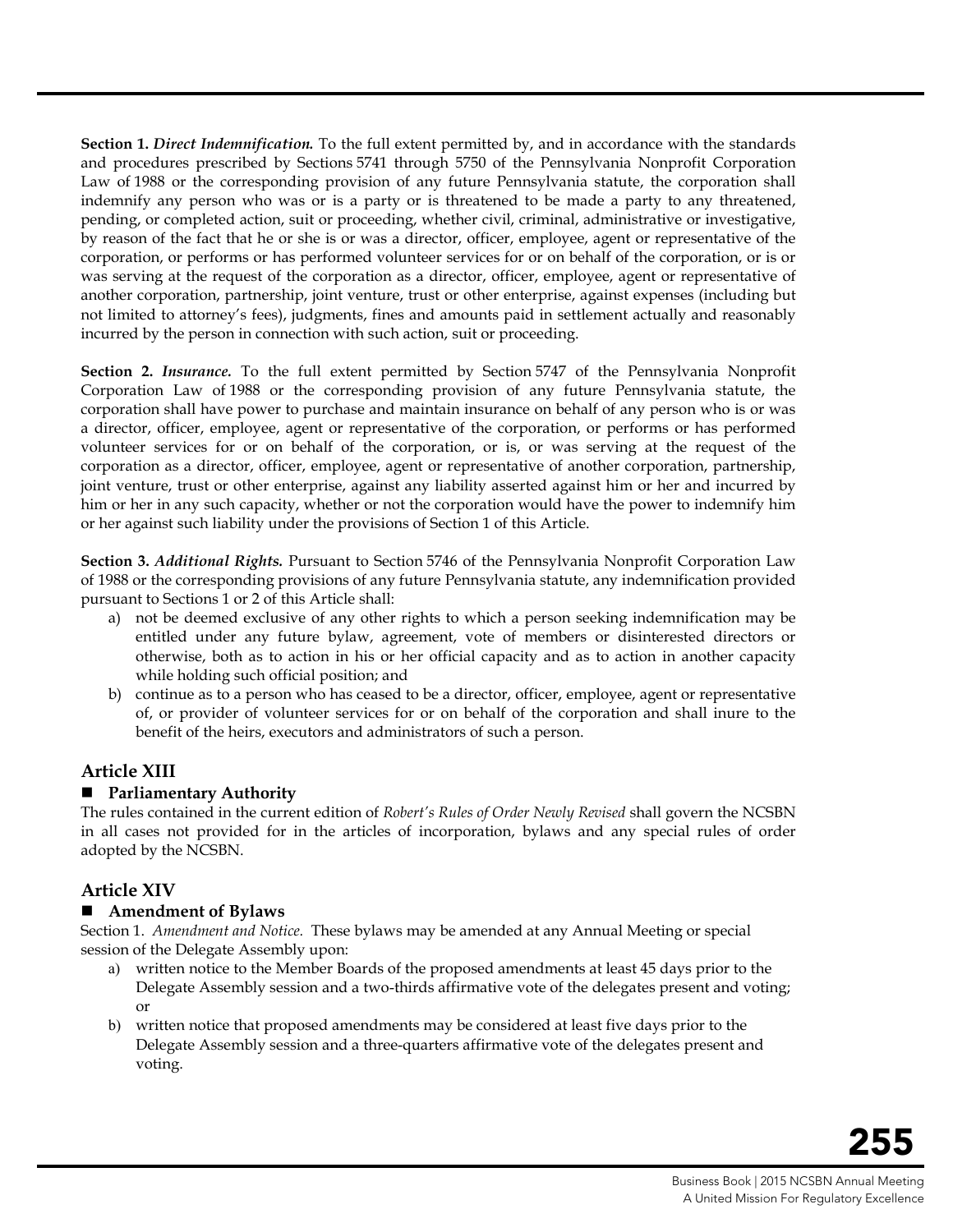**Section 1.** ***Direct Indemnification.*** To the full extent permitted by, and in accordance with the standards and procedures prescribed by Sections 5741 through 5750 of the Pennsylvania Nonprofit Corporation Law of 1988 or the corresponding provision of any future Pennsylvania statute, the corporation shall indemnify any person who was or is a party or is threatened to be made a party to any threatened, pending, or completed action, suit or proceeding, whether civil, criminal, administrative or investigative, by reason of the fact that he or she is or was a director, officer, employee, agent or representative of the corporation, or performs or has performed volunteer services for or on behalf of the corporation, or is or was serving at the request of the corporation as a director, officer, employee, agent or representative of another corporation, partnership, joint venture, trust or other enterprise, against expenses (including but not limited to attorney's fees), judgments, fines and amounts paid in settlement actually and reasonably incurred by the person in connection with such action, suit or proceeding.

**Section 2.** ***Insurance.*** To the full extent permitted by Section 5747 of the Pennsylvania Nonprofit Corporation Law of 1988 or the corresponding provision of any future Pennsylvania statute, the corporation shall have power to purchase and maintain insurance on behalf of any person who is or was a director, officer, employee, agent or representative of the corporation, or performs or has performed volunteer services for or on behalf of the corporation, or is, or was serving at the request of the corporation as a director, officer, employee, agent or representative of another corporation, partnership, joint venture, trust or other enterprise, against any liability asserted against him or her and incurred by him or her in any such capacity, whether or not the corporation would have the power to indemnify him or her against such liability under the provisions of Section 1 of this Article.

**Section 3.** ***Additional Rights.*** Pursuant to Section 5746 of the Pennsylvania Nonprofit Corporation Law of 1988 or the corresponding provisions of any future Pennsylvania statute, any indemnification provided pursuant to Sections 1 or 2 of this Article shall:

a) not be deemed exclusive of any other rights to which a person seeking indemnification may be entitled under any future bylaw, agreement, vote of members or disinterested directors or otherwise, both as to action in his or her official capacity and as to action in another capacity while holding such official position; and
b) continue as to a person who has ceased to be a director, officer, employee, agent or representative of, or provider of volunteer services for or on behalf of the corporation and shall inure to the benefit of the heirs, executors and administrators of such a person.

## Article XIII

### ■ Parliamentary Authority

The rules contained in the current edition of *Robert's Rules of Order Newly Revised* shall govern the NCSBN in all cases not provided for in the articles of incorporation, bylaws and any special rules of order adopted by the NCSBN.

## Article XIV

### ■ Amendment of Bylaws

Section 1. *Amendment and Notice.* These bylaws may be amended at any Annual Meeting or special session of the Delegate Assembly upon:

a) written notice to the Member Boards of the proposed amendments at least 45 days prior to the Delegate Assembly session and a two-thirds affirmative vote of the delegates present and voting; or
b) written notice that proposed amendments may be considered at least five days prior to the Delegate Assembly session and a three-quarters affirmative vote of the delegates present and voting.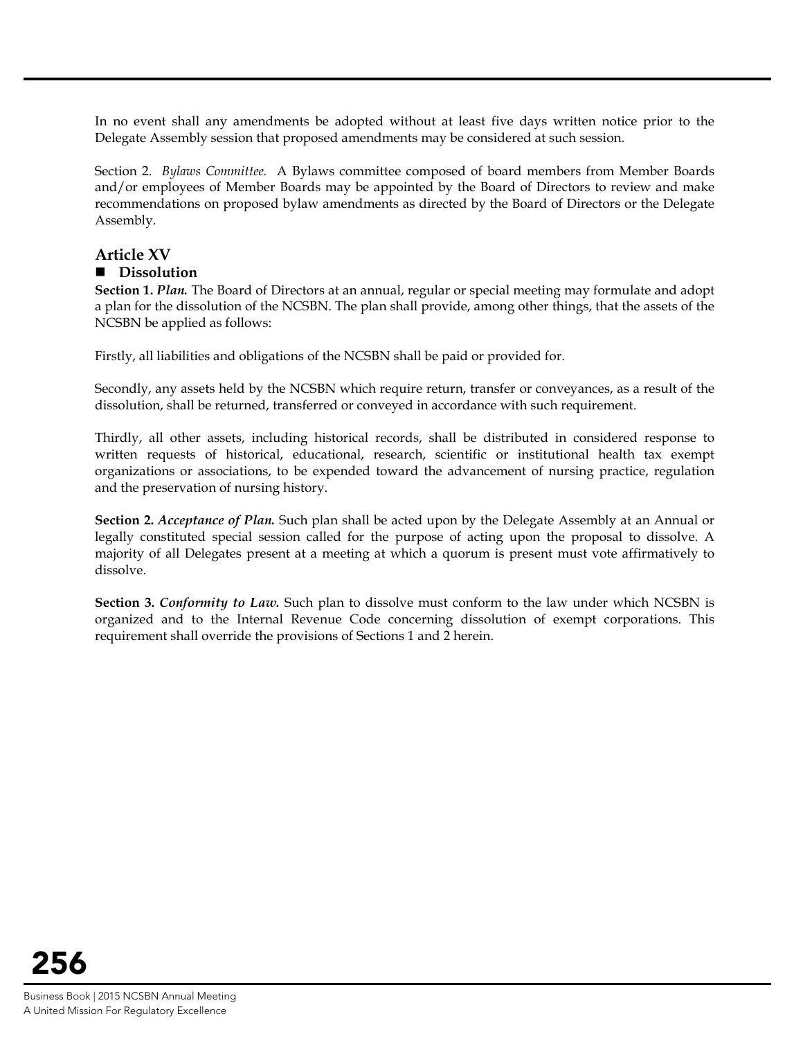In no event shall any amendments be adopted without at least five days written notice prior to the Delegate Assembly session that proposed amendments may be considered at such session.

Section 2. *Bylaws Committee.* A Bylaws committee composed of board members from Member Boards and/or employees of Member Boards may be appointed by the Board of Directors to review and make recommendations on proposed bylaw amendments as directed by the Board of Directors or the Delegate Assembly.

## Article XV

### ■ Dissolution

**Section 1. *Plan.*** The Board of Directors at an annual, regular or special meeting may formulate and adopt a plan for the dissolution of the NCSBN. The plan shall provide, among other things, that the assets of the NCSBN be applied as follows:

Firstly, all liabilities and obligations of the NCSBN shall be paid or provided for.

Secondly, any assets held by the NCSBN which require return, transfer or conveyances, as a result of the dissolution, shall be returned, transferred or conveyed in accordance with such requirement.

Thirdly, all other assets, including historical records, shall be distributed in considered response to written requests of historical, educational, research, scientific or institutional health tax exempt organizations or associations, to be expended toward the advancement of nursing practice, regulation and the preservation of nursing history.

**Section 2. *Acceptance of Plan.*** Such plan shall be acted upon by the Delegate Assembly at an Annual or legally constituted special session called for the purpose of acting upon the proposal to dissolve. A majority of all Delegates present at a meeting at which a quorum is present must vote affirmatively to dissolve.

**Section 3. *Conformity to Law.*** Such plan to dissolve must conform to the law under which NCSBN is organized and to the Internal Revenue Code concerning dissolution of exempt corporations. This requirement shall override the provisions of Sections 1 and 2 herein.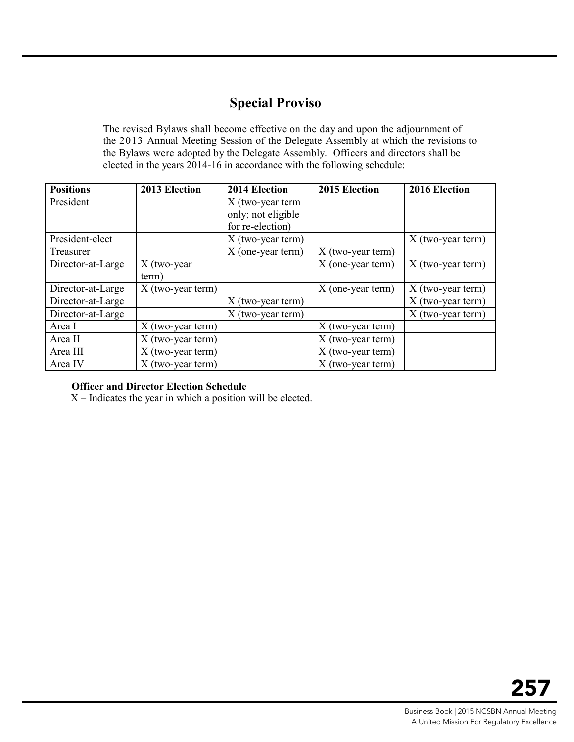## Special Proviso

The revised Bylaws shall become effective on the day and upon the adjournment of the 2013 Annual Meeting Session of the Delegate Assembly at which the revisions to the Bylaws were adopted by the Delegate Assembly. Officers and directors shall be elected in the years 2014-16 in accordance with the following schedule:

| Positions | 2013 Election | 2014 Election | 2015 Election | 2016 Election |
|---|---|---|---|---|
| President | | X (two-year term only; not eligible for re-election) | | |
| President-elect | | X (two-year term) | | X (two-year term) |
| Treasurer | | X (one-year term) | X (two-year term) | |
| Director-at-Large | X (two-year term) | | X (one-year term) | X (two-year term) |
| Director-at-Large | X (two-year term) | | X (one-year term) | X (two-year term) |
| Director-at-Large | | X (two-year term) | | X (two-year term) |
| Director-at-Large | | X (two-year term) | | X (two-year term) |
| Area I | X (two-year term) | | X (two-year term) | |
| Area II | X (two-year term) | | X (two-year term) | |
| Area III | X (two-year term) | | X (two-year term) | |
| Area IV | X (two-year term) | | X (two-year term) | |

**Officer and Director Election Schedule**

X – Indicates the year in which a position will be elected.